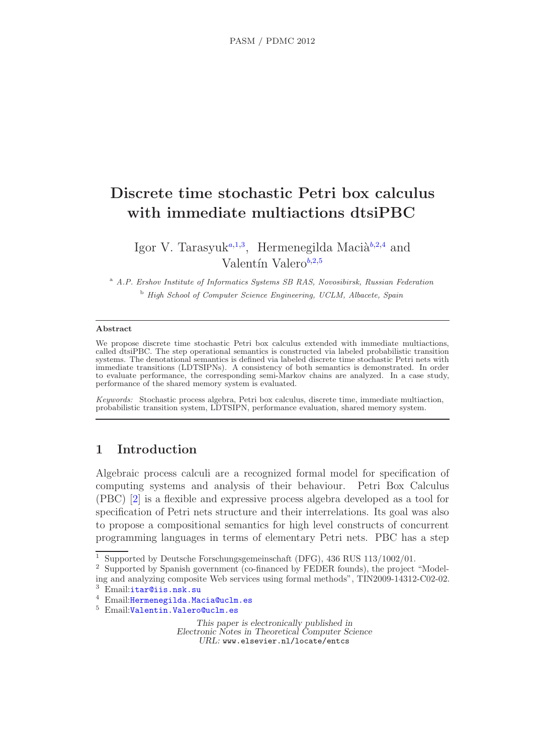# Discrete time stochastic Petri box calculus with immediate multiactions dtsiPBC

Igor V. Tarasyuk[a,1,3], Hermenegilda Macià[b,2,4] and Valentín Valero[b,2,5]

[a] *A.P. Ershov Institute of Informatics Systems SB RAS, Novosibirsk, Russian Federation*

[b] *High School of Computer Science Engineering, UCLM, Albacete, Spain*

## Abstract

We propose discrete time stochastic Petri box calculus extended with immediate multiactions, called dtsiPBC. The step operational semantics is constructed via labeled probabilistic transition systems. The denotational semantics is defined via labeled discrete time stochastic Petri nets with immediate transitions (LDTSIPNs). A consistency of both semantics is demonstrated. In order to evaluate performance, the corresponding semi-Markov chains are analyzed. In a case study, performance of the shared memory system is evaluated.

*Keywords:* Stochastic process algebra, Petri box calculus, discrete time, immediate multiaction, probabilistic transition system, LDTSIPN, performance evaluation, shared memory system.

## 1 Introduction

Algebraic process calculi are a recognized formal model for specification of computing systems and analysis of their behaviour. Petri Box Calculus (PBC) [2] is a flexible and expressive process algebra developed as a tool for specification of Petri nets structure and their interrelations. Its goal was also to propose a compositional semantics for high level constructs of concurrent programming languages in terms of elementary Petri nets. PBC has a step

---

[1] Supported by Deutsche Forschungsgemeinschaft (DFG), 436 RUS 113/1002/01.

[2] Supported by Spanish government (co-financed by FEDER founds), the project "Modeling and analyzing composite Web services using formal methods", TIN2009-14312-C02-02.

[3] Email: itar@iis.nsk.su

[4] Email: Hermenegilda.Macia@uclm.es

[5] Email: Valentin.Valero@uclm.es

*This paper is electronically published in Electronic Notes in Theoretical Computer Science URL:* www.elsevier.nl/locate/entcs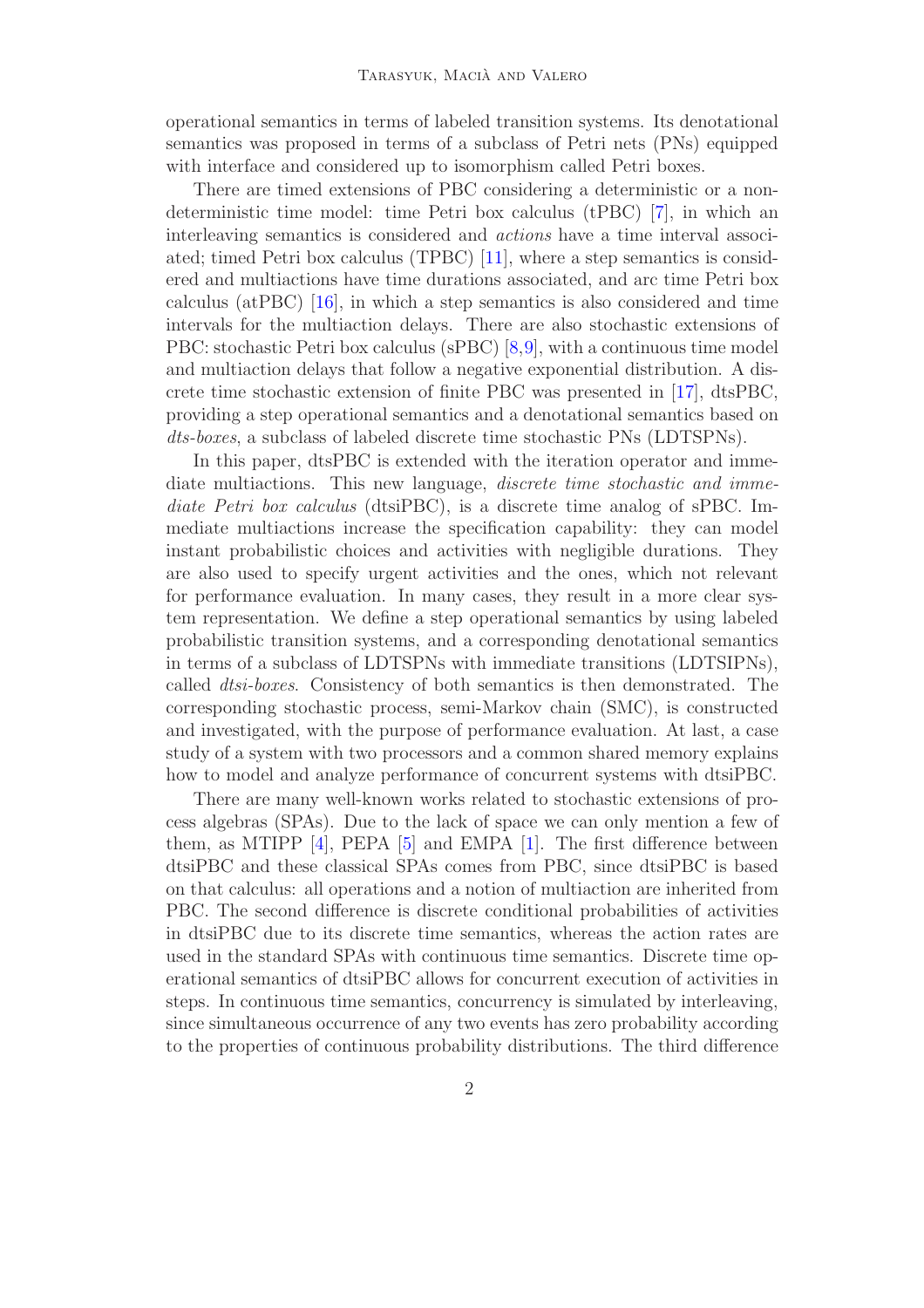operational semantics in terms of labeled transition systems. Its denotational semantics was proposed in terms of a subclass of Petri nets (PNs) equipped with interface and considered up to isomorphism called Petri boxes.

There are timed extensions of PBC considering a deterministic or a nondeterministic time model: time Petri box calculus (tPBC) [7], in which an interleaving semantics is considered and *actions* have a time interval associated; timed Petri box calculus (TPBC) [11], where a step semantics is considered and multiactions have time durations associated, and arc time Petri box calculus (atPBC) [16], in which a step semantics is also considered and time intervals for the multiaction delays. There are also stochastic extensions of PBC: stochastic Petri box calculus (sPBC) [8,9], with a continuous time model and multiaction delays that follow a negative exponential distribution. A discrete time stochastic extension of finite PBC was presented in [17], dtsPBC, providing a step operational semantics and a denotational semantics based on *dts-boxes*, a subclass of labeled discrete time stochastic PNs (LDTSPNs).

In this paper, dtsPBC is extended with the iteration operator and immediate multiactions. This new language, *discrete time stochastic and immediate Petri box calculus* (dtsiPBC), is a discrete time analog of sPBC. Immediate multiactions increase the specification capability: they can model instant probabilistic choices and activities with negligible durations. They are also used to specify urgent activities and the ones, which not relevant for performance evaluation. In many cases, they result in a more clear system representation. We define a step operational semantics by using labeled probabilistic transition systems, and a corresponding denotational semantics in terms of a subclass of LDTSPNs with immediate transitions (LDTSIPNs), called *dtsi-boxes*. Consistency of both semantics is then demonstrated. The corresponding stochastic process, semi-Markov chain (SMC), is constructed and investigated, with the purpose of performance evaluation. At last, a case study of a system with two processors and a common shared memory explains how to model and analyze performance of concurrent systems with dtsiPBC.

There are many well-known works related to stochastic extensions of process algebras (SPAs). Due to the lack of space we can only mention a few of them, as MTIPP [4], PEPA [5] and EMPA [1]. The first difference between dtsiPBC and these classical SPAs comes from PBC, since dtsiPBC is based on that calculus: all operations and a notion of multiaction are inherited from PBC. The second difference is discrete conditional probabilities of activities in dtsiPBC due to its discrete time semantics, whereas the action rates are used in the standard SPAs with continuous time semantics. Discrete time operational semantics of dtsiPBC allows for concurrent execution of activities in steps. In continuous time semantics, concurrency is simulated by interleaving, since simultaneous occurrence of any two events has zero probability according to the properties of continuous probability distributions. The third difference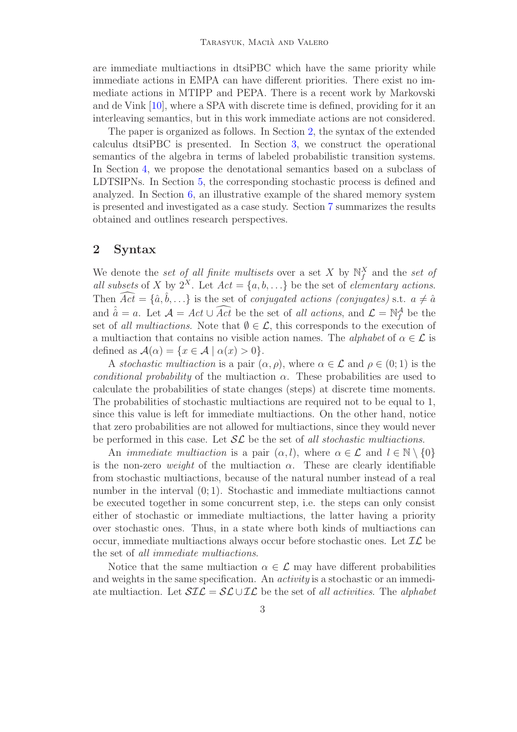are immediate multiactions in dtsiPBC which have the same priority while immediate actions in EMPA can have different priorities. There exist no immediate actions in MTIPP and PEPA. There is a recent work by Markovski and de Vink [10], where a SPA with discrete time is defined, providing for it an interleaving semantics, but in this work immediate actions are not considered.

The paper is organized as follows. In Section 2, the syntax of the extended calculus dtsiPBC is presented. In Section 3, we construct the operational semantics of the algebra in terms of labeled probabilistic transition systems. In Section 4, we propose the denotational semantics based on a subclass of LDTSIPNs. In Section 5, the corresponding stochastic process is defined and analyzed. In Section 6, an illustrative example of the shared memory system is presented and investigated as a case study. Section 7 summarizes the results obtained and outlines research perspectives.

## 2 Syntax

We denote the *set of all finite multisets* over a set $X$ by $\mathbb{N}_f^X$ and the *set of all subsets* of $X$ by $2^X$. Let $Act = \{a, b, \ldots\}$ be the set of *elementary actions*. Then $\widehat{Act} = \{\hat{a}, \hat{b}, \ldots\}$ is the set of *conjugated actions (conjugates)* s.t. $a \neq \hat{a}$ and $\hat{\hat{a}} = a$. Let $\mathcal{A} = Act \cup \widehat{Act}$ be the set of *all actions*, and $\mathcal{L} = \mathbb{N}_f^{\mathcal{A}}$ be the set of *all multiactions*. Note that $\emptyset \in \mathcal{L}$, this corresponds to the execution of a multiaction that contains no visible action names. The *alphabet* of $\alpha \in \mathcal{L}$ is defined as $\mathcal{A}(\alpha) = \{x \in \mathcal{A} \mid \alpha(x) > 0\}$.

A *stochastic multiaction* is a pair $(\alpha, \rho)$, where $\alpha \in \mathcal{L}$ and $\rho \in (0; 1)$ is the *conditional probability* of the multiaction $\alpha$. These probabilities are used to calculate the probabilities of state changes (steps) at discrete time moments. The probabilities of stochastic multiactions are required not to be equal to 1, since this value is left for immediate multiactions. On the other hand, notice that zero probabilities are not allowed for multiactions, since they would never be performed in this case. Let $\mathcal{SL}$ be the set of *all stochastic multiactions*.

An *immediate multiaction* is a pair $(\alpha, l)$, where $\alpha \in \mathcal{L}$ and $l \in \mathbb{N} \setminus \{0\}$ is the non-zero *weight* of the multiaction $\alpha$. These are clearly identifiable from stochastic multiactions, because of the natural number instead of a real number in the interval $(0; 1)$. Stochastic and immediate multiactions cannot be executed together in some concurrent step, i.e. the steps can only consist either of stochastic or immediate multiactions, the latter having a priority over stochastic ones. Thus, in a state where both kinds of multiactions can occur, immediate multiactions always occur before stochastic ones. Let $\mathcal{IL}$ be the set of *all immediate multiactions*.

Notice that the same multiaction $\alpha \in \mathcal{L}$ may have different probabilities and weights in the same specification. An *activity* is a stochastic or an immediate multiaction. Let $\mathcal{SIL} = \mathcal{SL} \cup \mathcal{IL}$ be the set of *all activities*. The *alphabet*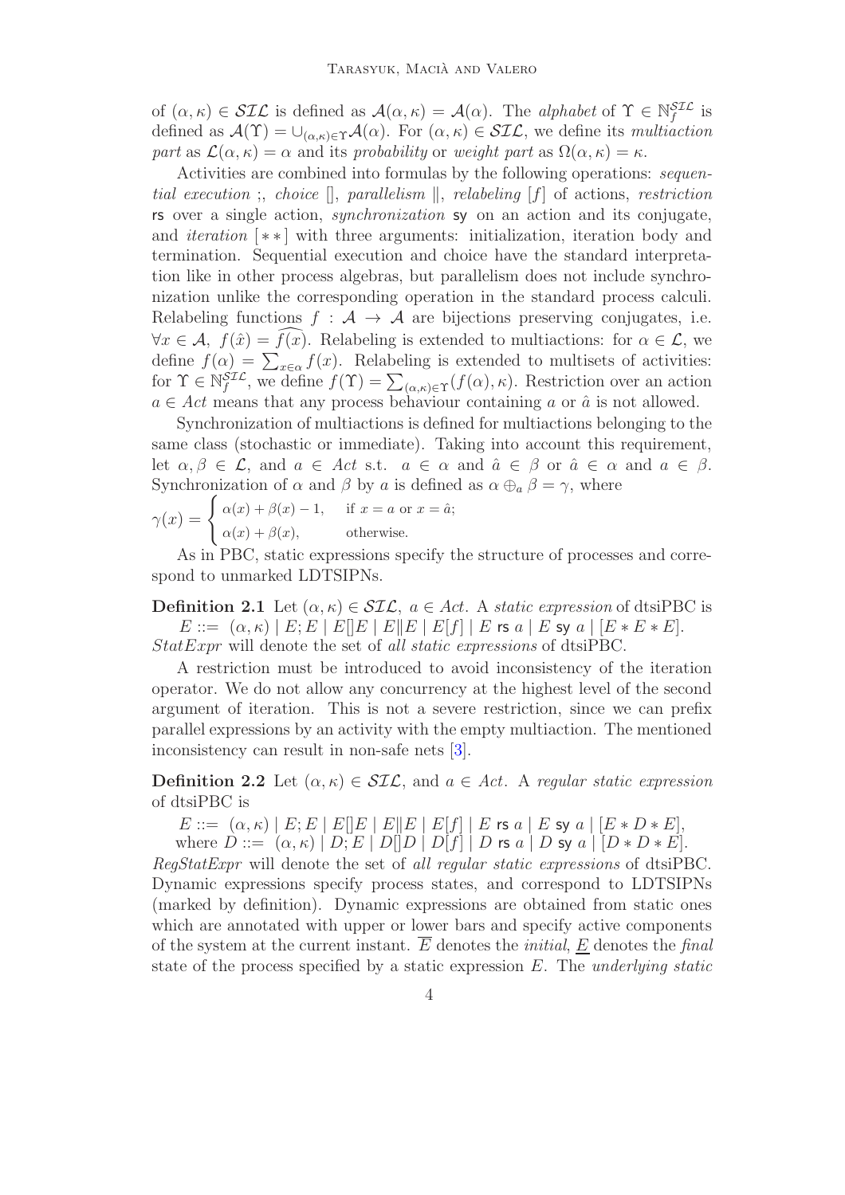of $(\alpha, \kappa) \in \mathcal{SIL}$ is defined as $\mathcal{A}(\alpha, \kappa) = \mathcal{A}(\alpha)$. The *alphabet* of $\Upsilon \in \mathbb{N}_f^{\mathcal{SIL}}$ is defined as $\mathcal{A}(\Upsilon) = \cup_{(\alpha,\kappa)\in\Upsilon}\mathcal{A}(\alpha)$. For $(\alpha, \kappa) \in \mathcal{SIL}$, we define its *multiaction part* as $\mathcal{L}(\alpha, \kappa) = \alpha$ and its *probability* or *weight part* as $\Omega(\alpha, \kappa) = \kappa$.

Activities are combined into formulas by the following operations: *sequential execution* ;, *choice* $[]$, *parallelism* $\|$, *relabeling* $[f]$ of actions, *restriction* $\mathsf{rs}$ over a single action, *synchronization* $\mathsf{sy}$ on an action and its conjugate, and *iteration* $[**]$ with three arguments: initialization, iteration body and termination. Sequential execution and choice have the standard interpretation like in other process algebras, but parallelism does not include synchronization unlike the corresponding operation in the standard process calculi. Relabeling functions $f : \mathcal{A} \to \mathcal{A}$ are bijections preserving conjugates, i.e. $\forall x \in \mathcal{A},\ f(\hat{x}) = \widehat{f(x)}$. Relabeling is extended to multiactions: for $\alpha \in \mathcal{L}$, we define $f(\alpha) = \sum_{x\in\alpha} f(x)$. Relabeling is extended to multisets of activities: for $\Upsilon \in \mathbb{N}_f^{\mathcal{SIL}}$, we define $f(\Upsilon) = \sum_{(\alpha,\kappa)\in\Upsilon}(f(\alpha), \kappa)$. Restriction over an action $a \in Act$ means that any process behaviour containing $a$ or $\hat{a}$ is not allowed.

Synchronization of multiactions is defined for multiactions belonging to the same class (stochastic or immediate). Taking into account this requirement, let $\alpha, \beta \in \mathcal{L}$, and $a \in Act$ s.t. $a \in \alpha$ and $\hat{a} \in \beta$ or $\hat{a} \in \alpha$ and $a \in \beta$. Synchronization of $\alpha$ and $\beta$ by $a$ is defined as $\alpha \oplus_a \beta = \gamma$, where

$$\gamma(x) = \begin{cases} \alpha(x) + \beta(x) - 1, & \text{if } x = a \text{ or } x = \hat{a}; \\ \alpha(x) + \beta(x), & \text{otherwise.} \end{cases}$$

As in PBC, static expressions specify the structure of processes and correspond to unmarked LDTSIPNs.

**Definition 2.1** Let $(\alpha, \kappa) \in \mathcal{SIL}$, $a \in Act$. A *static expression* of dtsiPBC is

$E ::= \ (\alpha, \kappa) \mid E; E \mid E[]E \mid E\|E \mid E[f] \mid E \ \mathsf{rs}\ a \mid E \ \mathsf{sy}\ a \mid [E * E * E]$.

*StatExpr* will denote the set of *all static expressions* of dtsiPBC.

A restriction must be introduced to avoid inconsistency of the iteration operator. We do not allow any concurrency at the highest level of the second argument of iteration. This is not a severe restriction, since we can prefix parallel expressions by an activity with the empty multiaction. The mentioned inconsistency can result in non-safe nets [3].

**Definition 2.2** Let $(\alpha, \kappa) \in \mathcal{SIL}$, and $a \in Act$. A *regular static expression* of dtsiPBC is

$E ::= \ (\alpha, \kappa) \mid E; E \mid E[]E \mid E\|E \mid E[f] \mid E \ \mathsf{rs}\ a \mid E \ \mathsf{sy}\ a \mid [E * D * E]$,

where $D ::= \ (\alpha, \kappa) \mid D; E \mid D[]D \mid D[f] \mid D \ \mathsf{rs}\ a \mid D \ \mathsf{sy}\ a \mid [D * D * E]$.

*RegStatExpr* will denote the set of *all regular static expressions* of dtsiPBC. Dynamic expressions specify process states, and correspond to LDTSIPNs (marked by definition). Dynamic expressions are obtained from static ones which are annotated with upper or lower bars and specify active components of the system at the current instant. $\overline{E}$ denotes the *initial*, $\underline{E}$ denotes the *final* state of the process specified by a static expression $E$. The *underlying static*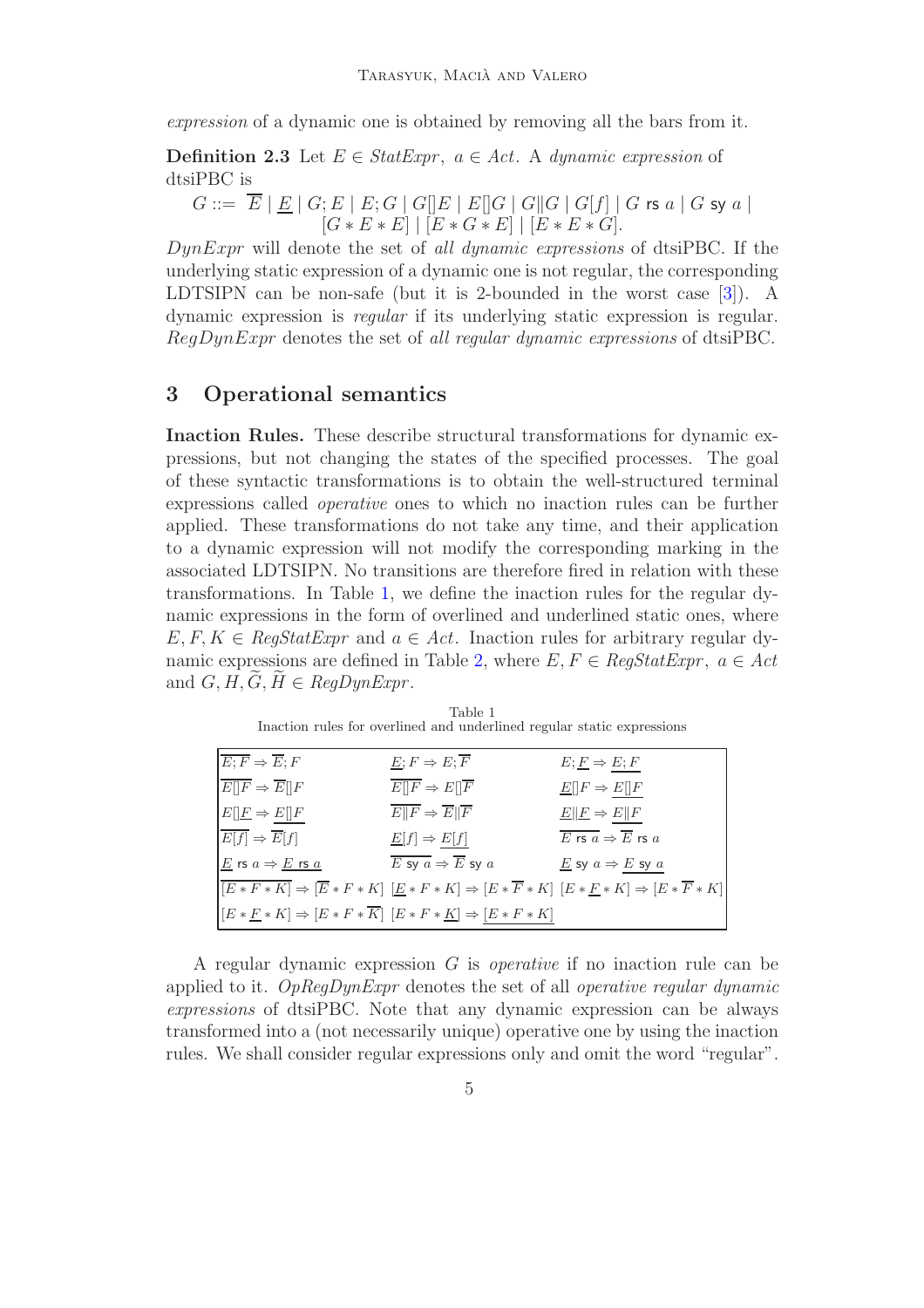*expression* of a dynamic one is obtained by removing all the bars from it.

**Definition 2.3** Let $E \in \mathit{StatExpr},\ a \in \mathit{Act}$. A *dynamic expression* of dtsiPBC is

$$G ::= \overline{E} \mid \underline{E} \mid G;E \mid E;G \mid G[]E \mid E[]G \mid G\|G \mid G[f] \mid G \text{ rs } a \mid G \text{ sy } a \mid [G * E * E] \mid [E * G * E] \mid [E * E * G].$$

*DynExpr* will denote the set of *all dynamic expressions* of dtsiPBC. If the underlying static expression of a dynamic one is not regular, the corresponding LDTSIPN can be non-safe (but it is 2-bounded in the worst case [3]). A dynamic expression is *regular* if its underlying static expression is regular. *RegDynExpr* denotes the set of *all regular dynamic expressions* of dtsiPBC.

## 3 Operational semantics

**Inaction Rules.** These describe structural transformations for dynamic expressions, but not changing the states of the specified processes. The goal of these syntactic transformations is to obtain the well-structured terminal expressions called *operative* ones to which no inaction rules can be further applied. These transformations do not take any time, and their application to a dynamic expression will not modify the corresponding marking in the associated LDTSIPN. No transitions are therefore fired in relation with these transformations. In Table 1, we define the inaction rules for the regular dynamic expressions in the form of overlined and underlined static ones, where $E, F, K \in \mathit{RegStatExpr}$ and $a \in \mathit{Act}$. Inaction rules for arbitrary regular dynamic expressions are defined in Table 2, where $E, F \in \mathit{RegStatExpr},\ a \in \mathit{Act}$ and $G, H, \widetilde{G}, \widetilde{H} \in \mathit{RegDynExpr}$.

Table 1
Inaction rules for overlined and underlined regular static expressions

| | | |
|---|---|---|
| $\overline{E;F} \Rightarrow \overline{E};F$ | $\underline{E};F \Rightarrow E;\overline{F}$ | $E;\underline{F} \Rightarrow \underline{E;F}$ |
| $\overline{E[]F} \Rightarrow \overline{E}[]F$ | $\overline{E[]F} \Rightarrow E[]\overline{F}$ | $\underline{E}[]F \Rightarrow \underline{E[]F}$ |
| $E[]\underline{F} \Rightarrow \underline{E[]F}$ | $\overline{E\|F} \Rightarrow \overline{E}\|\overline{F}$ | $\underline{E}\|\underline{F} \Rightarrow \underline{E\|F}$ |
| $\overline{E[f]} \Rightarrow \overline{E}[f]$ | $\underline{E}[f] \Rightarrow \underline{E[f]}$ | $\overline{E \text{ rs } a} \Rightarrow \overline{E} \text{ rs } a$ |
| $\underline{E} \text{ rs } a \Rightarrow \underline{E \text{ rs } a}$ | $\overline{E \text{ sy } a} \Rightarrow \overline{E} \text{ sy } a$ | $\underline{E} \text{ sy } a \Rightarrow \underline{E \text{ sy } a}$ |
| $\overline{[E * F * K]} \Rightarrow [\overline{E} * F * K]$ | $[\underline{E} * F * K] \Rightarrow [E * \overline{F} * K]$ | $[E * \underline{F} * K] \Rightarrow [E * \overline{F} * K]$ |
| $[E * \underline{F} * K] \Rightarrow [E * F * \overline{K}]$ | $[E * F * \underline{K}] \Rightarrow \underline{[E * F * K]}$ | |

A regular dynamic expression $G$ is *operative* if no inaction rule can be applied to it. *OpRegDynExpr* denotes the set of all *operative regular dynamic expressions* of dtsiPBC. Note that any dynamic expression can be always transformed into a (not necessarily unique) operative one by using the inaction rules. We shall consider regular expressions only and omit the word "regular".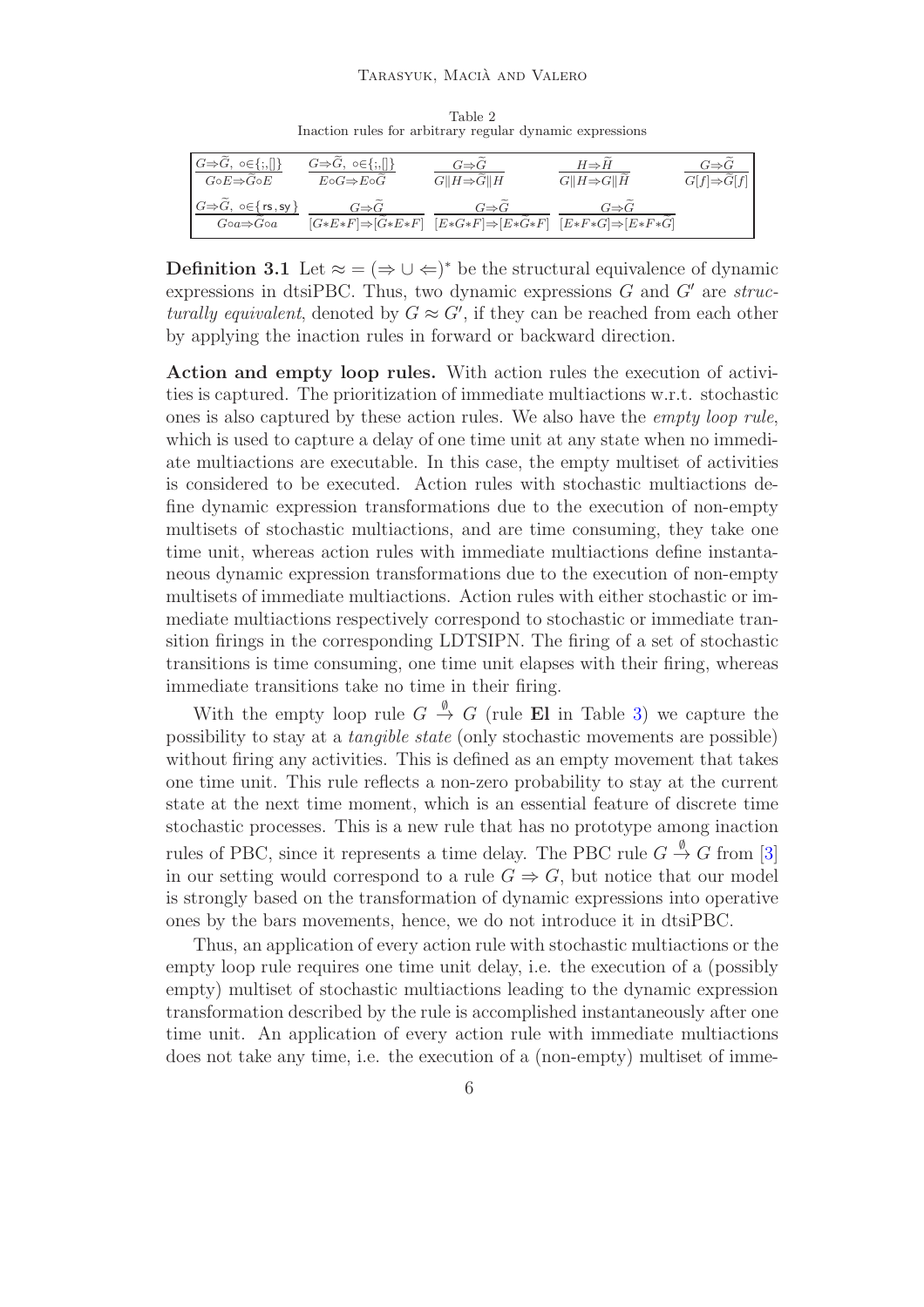Table 2
Inaction rules for arbitrary regular dynamic expressions

| | | | | |
|---|---|---|---|---|
| $\frac{G\Rightarrow\widetilde{G},\ \circ\in\{;,[]\}}{G\circ E\Rightarrow\widetilde{G}\circ E}$ | $\frac{G\Rightarrow\widetilde{G},\ \circ\in\{;,[]\}}{E\circ G\Rightarrow E\circ\widetilde{G}}$ | $\frac{G\Rightarrow\widetilde{G}}{G\|H\Rightarrow\widetilde{G}\|H}$ | $\frac{H\Rightarrow\widetilde{H}}{G\|H\Rightarrow G\|\widetilde{H}}$ | $\frac{G\Rightarrow\widetilde{G}}{G[f]\Rightarrow\widetilde{G}[f]}$ |
| $\frac{G\Rightarrow\widetilde{G},\ \circ\in\{\mathsf{rs},\mathsf{sy}\}}{G\circ a\Rightarrow\widetilde{G}\circ a}$ | $\frac{G\Rightarrow\widetilde{G}}{[G*E*F]\Rightarrow[\widetilde{G}*E*F]}$ | $\frac{G\Rightarrow\widetilde{G}}{[E*G*F]\Rightarrow[E*\widetilde{G}*F]}$ | $\frac{G\Rightarrow\widetilde{G}}{[E*F*G]\Rightarrow[E*F*\widetilde{G}]}$ | |

**Definition 3.1** Let $\approx = (\Rightarrow \cup \Leftarrow)^*$ be the structural equivalence of dynamic expressions in dtsiPBC. Thus, two dynamic expressions $G$ and $G'$ are *structurally equivalent*, denoted by $G \approx G'$, if they can be reached from each other by applying the inaction rules in forward or backward direction.

**Action and empty loop rules.** With action rules the execution of activities is captured. The prioritization of immediate multiactions w.r.t. stochastic ones is also captured by these action rules. We also have the *empty loop rule*, which is used to capture a delay of one time unit at any state when no immediate multiactions are executable. In this case, the empty multiset of activities is considered to be executed. Action rules with stochastic multiactions define dynamic expression transformations due to the execution of non-empty multisets of stochastic multiactions, and are time consuming, they take one time unit, whereas action rules with immediate multiactions define instantaneous dynamic expression transformations due to the execution of non-empty multisets of immediate multiactions. Action rules with either stochastic or immediate multiactions respectively correspond to stochastic or immediate transition firings in the corresponding LDTSIPN. The firing of a set of stochastic transitions is time consuming, one time unit elapses with their firing, whereas immediate transitions take no time in their firing.

With the empty loop rule $G \stackrel{\emptyset}{\to} G$ (rule **El** in Table 3) we capture the possibility to stay at a *tangible state* (only stochastic movements are possible) without firing any activities. This is defined as an empty movement that takes one time unit. This rule reflects a non-zero probability to stay at the current state at the next time moment, which is an essential feature of discrete time stochastic processes. This is a new rule that has no prototype among inaction rules of PBC, since it represents a time delay. The PBC rule $G \stackrel{\emptyset}{\to} G$ from [3] in our setting would correspond to a rule $G \Rightarrow G$, but notice that our model is strongly based on the transformation of dynamic expressions into operative ones by the bars movements, hence, we do not introduce it in dtsiPBC.

Thus, an application of every action rule with stochastic multiactions or the empty loop rule requires one time unit delay, i.e. the execution of a (possibly empty) multiset of stochastic multiactions leading to the dynamic expression transformation described by the rule is accomplished instantaneously after one time unit. An application of every action rule with immediate multiactions does not take any time, i.e. the execution of a (non-empty) multiset of imme-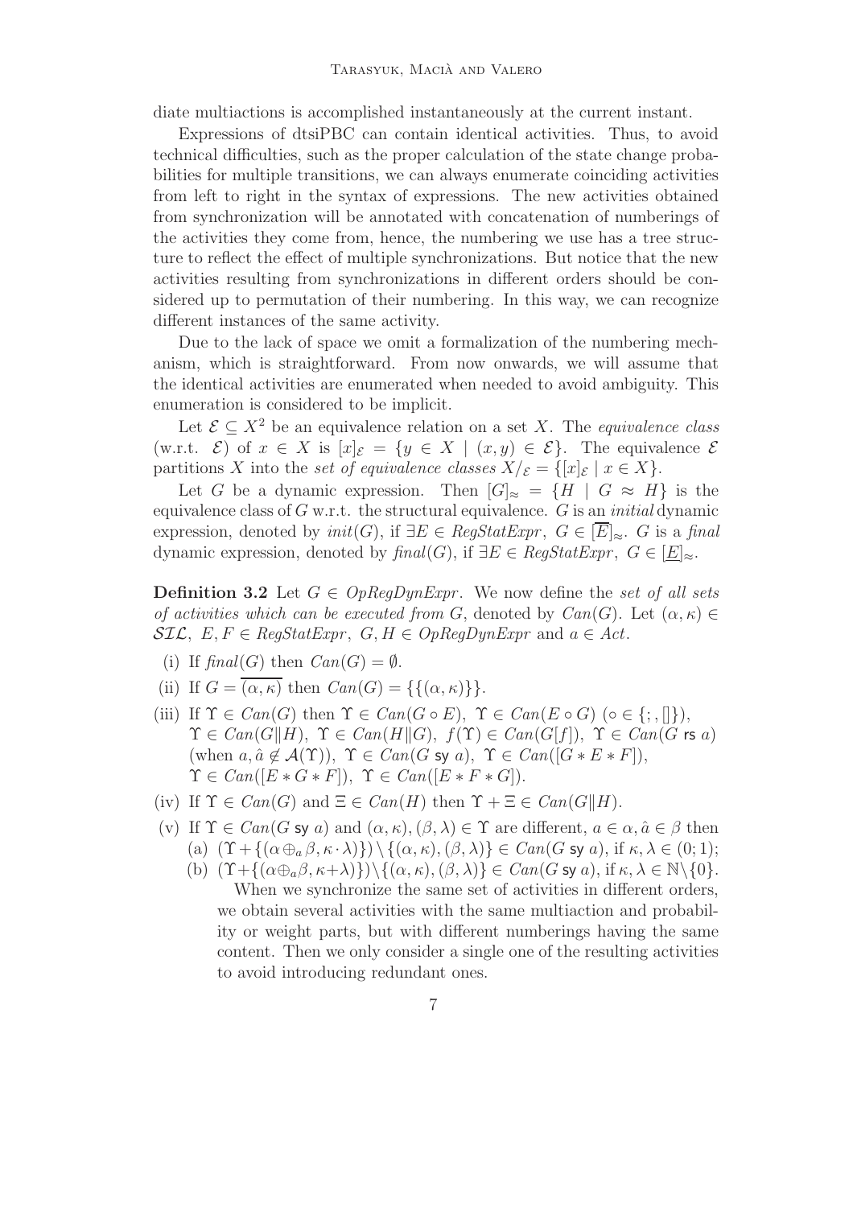diate multiactions is accomplished instantaneously at the current instant.

Expressions of dtsiPBC can contain identical activities. Thus, to avoid technical difficulties, such as the proper calculation of the state change probabilities for multiple transitions, we can always enumerate coinciding activities from left to right in the syntax of expressions. The new activities obtained from synchronization will be annotated with concatenation of numberings of the activities they come from, hence, the numbering we use has a tree structure to reflect the effect of multiple synchronizations. But notice that the new activities resulting from synchronizations in different orders should be considered up to permutation of their numbering. In this way, we can recognize different instances of the same activity.

Due to the lack of space we omit a formalization of the numbering mechanism, which is straightforward. From now onwards, we will assume that the identical activities are enumerated when needed to avoid ambiguity. This enumeration is considered to be implicit.

Let $\mathcal{E} \subseteq X^2$ be an equivalence relation on a set $X$. The *equivalence class* (w.r.t. $\mathcal{E}$) of $x \in X$ is $[x]_{\mathcal{E}} = \{y \in X \mid (x, y) \in \mathcal{E}\}$. The equivalence $\mathcal{E}$ partitions $X$ into the *set of equivalence classes* $X/_{\mathcal{E}} = \{[x]_{\mathcal{E}} \mid x \in X\}$.

Let $G$ be a dynamic expression. Then $[G]_{\approx} = \{H \mid G \approx H\}$ is the equivalence class of $G$ w.r.t. the structural equivalence. $G$ is an *initial* dynamic expression, denoted by $init(G)$, if $\exists E \in RegStatExpr,\ G \in [\overline{E}]_{\approx}$. $G$ is a *final* dynamic expression, denoted by $final(G)$, if $\exists E \in RegStatExpr,\ G \in [\underline{E}]_{\approx}$.

**Definition 3.2** Let $G \in OpRegDynExpr$. We now define the *set of all sets of activities which can be executed from* $G$, denoted by $Can(G)$. Let $(\alpha, \kappa) \in \mathcal{SIL}$, $E, F \in RegStatExpr$, $G, H \in OpRegDynExpr$ and $a \in Act$.

(i) If $final(G)$ then $Can(G) = \emptyset$.

(ii) If $G = \overline{(\alpha, \kappa)}$ then $Can(G) = \{\{(\alpha, \kappa)\}\}$.

(iii) If $\Upsilon \in Can(G)$ then $\Upsilon \in Can(G \circ E)$, $\Upsilon \in Can(E \circ G)$ $(\circ \in \{;, []\})$, $\Upsilon \in Can(G \| H)$, $\Upsilon \in Can(H \| G)$, $f(\Upsilon) \in Can(G[f])$, $\Upsilon \in Can(G \text{ rs } a)$ (when $a, \hat{a} \notin \mathcal{A}(\Upsilon)$), $\Upsilon \in Can(G \text{ sy } a)$, $\Upsilon \in Can([G * E * F])$, $\Upsilon \in Can([E * G * F])$, $\Upsilon \in Can([E * F * G])$.

(iv) If $\Upsilon \in Can(G)$ and $\Xi \in Can(H)$ then $\Upsilon + \Xi \in Can(G \| H)$.

(v) If $\Upsilon \in Can(G \text{ sy } a)$ and $(\alpha, \kappa), (\beta, \lambda) \in \Upsilon$ are different, $a \in \alpha, \hat{a} \in \beta$ then
   (a) $(\Upsilon + \{(\alpha \oplus_a \beta, \kappa \cdot \lambda)\}) \setminus \{(\alpha, \kappa), (\beta, \lambda)\} \in Can(G \text{ sy } a)$, if $\kappa, \lambda \in (0; 1)$;
   (b) $(\Upsilon + \{(\alpha \oplus_a \beta, \kappa + \lambda)\}) \setminus \{(\alpha, \kappa), (\beta, \lambda)\} \in Can(G \text{ sy } a)$, if $\kappa, \lambda \in \mathbb{N} \setminus \{0\}$.

   When we synchronize the same set of activities in different orders, we obtain several activities with the same multiaction and probability or weight parts, but with different numberings having the same content. Then we only consider a single one of the resulting activities to avoid introducing redundant ones.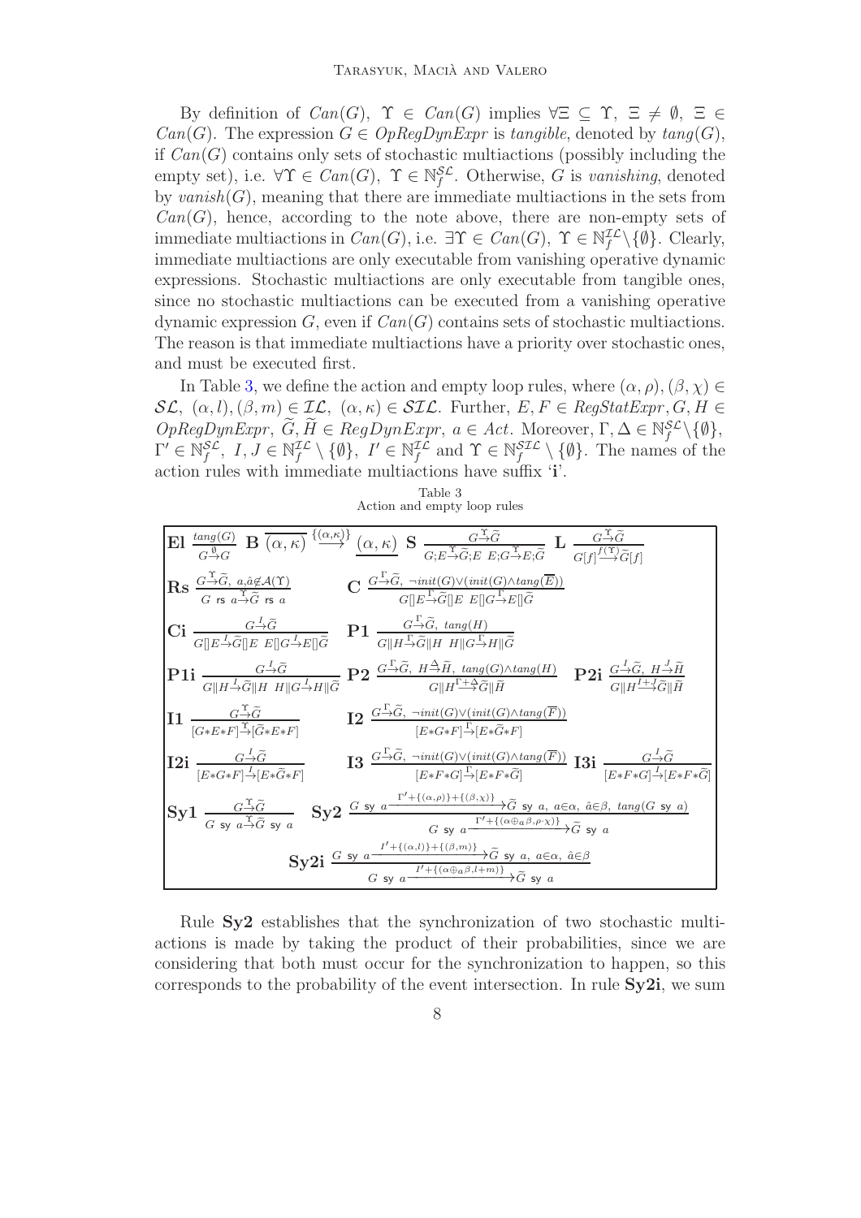By definition of $Can(G)$, $\Upsilon \in Can(G)$ implies $\forall \Xi \subseteq \Upsilon,\ \Xi \neq \emptyset,\ \Xi \in Can(G)$. The expression $G \in OpRegDynExpr$ is *tangible*, denoted by $tang(G)$, if $Can(G)$ contains only sets of stochastic multiactions (possibly including the empty set), i.e. $\forall \Upsilon \in Can(G),\ \Upsilon \in \mathbb{N}_f^{\mathcal{SL}}$. Otherwise, $G$ is *vanishing*, denoted by $vanish(G)$, meaning that there are immediate multiactions in the sets from $Can(G)$, hence, according to the note above, there are non-empty sets of immediate multiactions in $Can(G)$, i.e. $\exists \Upsilon \in Can(G),\ \Upsilon \in \mathbb{N}_f^{\mathcal{IL}} \setminus \{\emptyset\}$. Clearly, immediate multiactions are only executable from vanishing operative dynamic expressions. Stochastic multiactions are only executable from tangible ones, since no stochastic multiactions can be executed from a vanishing operative dynamic expression $G$, even if $Can(G)$ contains sets of stochastic multiactions. The reason is that immediate multiactions have a priority over stochastic ones, and must be executed first.

In Table 3, we define the action and empty loop rules, where $(\alpha, \rho), (\beta, \chi) \in \mathcal{SL},\ (\alpha, l), (\beta, m) \in \mathcal{IL},\ (\alpha, \kappa) \in \mathcal{SIL}$. Further, $E, F \in RegStatExpr, G, H \in OpRegDynExpr,\ \widetilde{G}, \widetilde{H} \in RegDynExpr,\ a \in Act$. Moreover, $\Gamma, \Delta \in \mathbb{N}_f^{\mathcal{SL}} \setminus \{\emptyset\}$, $\Gamma' \in \mathbb{N}_f^{\mathcal{SL}},\ I, J \in \mathbb{N}_f^{\mathcal{IL}} \setminus \{\emptyset\},\ I' \in \mathbb{N}_f^{\mathcal{IL}}$ and $\Upsilon \in \mathbb{N}_f^{\mathcal{SIL}} \setminus \{\emptyset\}$. The names of the action rules with immediate multiactions have suffix '**i**'.

Table 3
Action and empty loop rules

$$\textbf{El}\ \frac{tang(G)}{G \stackrel{\emptyset}{\rightarrow} G} \quad \textbf{B}\ \overline{(\alpha,\kappa)} \stackrel{\{(\alpha,\kappa)\}}{\longrightarrow} \underline{(\alpha,\kappa)} \quad \textbf{S}\ \frac{G \stackrel{\Upsilon}{\rightarrow} \widetilde{G}}{G;E \stackrel{\Upsilon}{\rightarrow} \widetilde{G};E \quad E;G \stackrel{\Upsilon}{\rightarrow} E;\widetilde{G}} \quad \textbf{L}\ \frac{G \stackrel{\Upsilon}{\rightarrow} \widetilde{G}}{G[f] \stackrel{f(\Upsilon)}{\longrightarrow} \widetilde{G}[f]}$$

$$\textbf{Rs}\ \frac{G \stackrel{\Upsilon}{\rightarrow} \widetilde{G},\ a, \hat{a} \notin \mathcal{A}(\Upsilon)}{G \text{ rs } a \stackrel{\Upsilon}{\rightarrow} \widetilde{G} \text{ rs } a} \qquad \textbf{C}\ \frac{G \stackrel{\Gamma}{\rightarrow} \widetilde{G},\ \neg init(G) \vee (init(G) \wedge tang(\overline{E}))}{G[]E \stackrel{\Gamma}{\rightarrow} \widetilde{G}[]E \quad E[]G \stackrel{\Gamma}{\rightarrow} E[]\widetilde{G}}$$

$$\textbf{Ci}\ \frac{G \stackrel{I}{\rightarrow} \widetilde{G}}{G[]E \stackrel{I}{\rightarrow} \widetilde{G}[]E \quad E[]G \stackrel{I}{\rightarrow} E[]\widetilde{G}} \qquad \textbf{P1}\ \frac{G \stackrel{\Gamma}{\rightarrow} \widetilde{G},\ tang(H)}{G \| H \stackrel{\Gamma}{\rightarrow} \widetilde{G} \| H \quad H \| G \stackrel{\Gamma}{\rightarrow} H \| \widetilde{G}}$$

$$\textbf{P1i}\ \frac{G \stackrel{I}{\rightarrow} \widetilde{G}}{G \| H \stackrel{I}{\rightarrow} \widetilde{G} \| H \quad H \| G \stackrel{I}{\rightarrow} H \| \widetilde{G}} \quad \textbf{P2}\ \frac{G \stackrel{\Gamma}{\rightarrow} \widetilde{G},\ H \stackrel{\Delta}{\rightarrow} \widetilde{H},\ tang(G) \wedge tang(H)}{G \| H \stackrel{\Gamma + \Delta}{\longrightarrow} \widetilde{G} \| \widetilde{H}} \quad \textbf{P2i}\ \frac{G \stackrel{I}{\rightarrow} \widetilde{G},\ H \stackrel{J}{\rightarrow} \widetilde{H}}{G \| H \stackrel{I + J}{\longrightarrow} \widetilde{G} \| \widetilde{H}}$$

$$\textbf{I1}\ \frac{G \stackrel{\Upsilon}{\rightarrow} \widetilde{G}}{[G * E * F] \stackrel{\Upsilon}{\rightarrow} [\widetilde{G} * E * F]} \qquad \textbf{I2}\ \frac{G \stackrel{\Gamma}{\rightarrow} \widetilde{G},\ \neg init(G) \vee (init(G) \wedge tang(\overline{F}))}{[E * G * F] \stackrel{\Gamma}{\rightarrow} [E * \widetilde{G} * F]}$$

$$\textbf{I2i}\ \frac{G \stackrel{I}{\rightarrow} \widetilde{G}}{[E * G * F] \stackrel{I}{\rightarrow} [E * \widetilde{G} * F]} \qquad \textbf{I3}\ \frac{G \stackrel{\Gamma}{\rightarrow} \widetilde{G},\ \neg init(G) \vee (init(G) \wedge tang(\overline{F}))}{[E * F * G] \stackrel{\Gamma}{\rightarrow} [E * F * \widetilde{G}]} \quad \textbf{I3i}\ \frac{G \stackrel{I}{\rightarrow} \widetilde{G}}{[E * F * G] \stackrel{I}{\rightarrow} [E * F * \widetilde{G}]}$$

$$\textbf{Sy1}\ \frac{G \stackrel{\Upsilon}{\rightarrow} \widetilde{G}}{G \text{ sy } a \stackrel{\Upsilon}{\rightarrow} \widetilde{G} \text{ sy } a} \quad \textbf{Sy2}\ \frac{G \text{ sy } a \xrightarrow{\Gamma' + \{(\alpha,\rho)\} + \{(\beta,\chi)\}} \widetilde{G} \text{ sy } a,\ a \in \alpha,\ \hat{a} \in \beta,\ tang(G \text{ sy } a)}{G \text{ sy } a \xrightarrow{\Gamma' + \{(\alpha \oplus_a \beta, \rho \cdot \chi)\}} \widetilde{G} \text{ sy } a}$$

$$\textbf{Sy2i}\ \frac{G \text{ sy } a \xrightarrow{I' + \{(\alpha,l)\} + \{(\beta,m)\}} \widetilde{G} \text{ sy } a,\ a \in \alpha,\ \hat{a} \in \beta}{G \text{ sy } a \xrightarrow{I' + \{(\alpha \oplus_a \beta, l + m)\}} \widetilde{G} \text{ sy } a}$$

Rule **Sy2** establishes that the synchronization of two stochastic multiactions is made by taking the product of their probabilities, since we are considering that both must occur for the synchronization to happen, so this corresponds to the probability of the event intersection. In rule **Sy2i**, we sum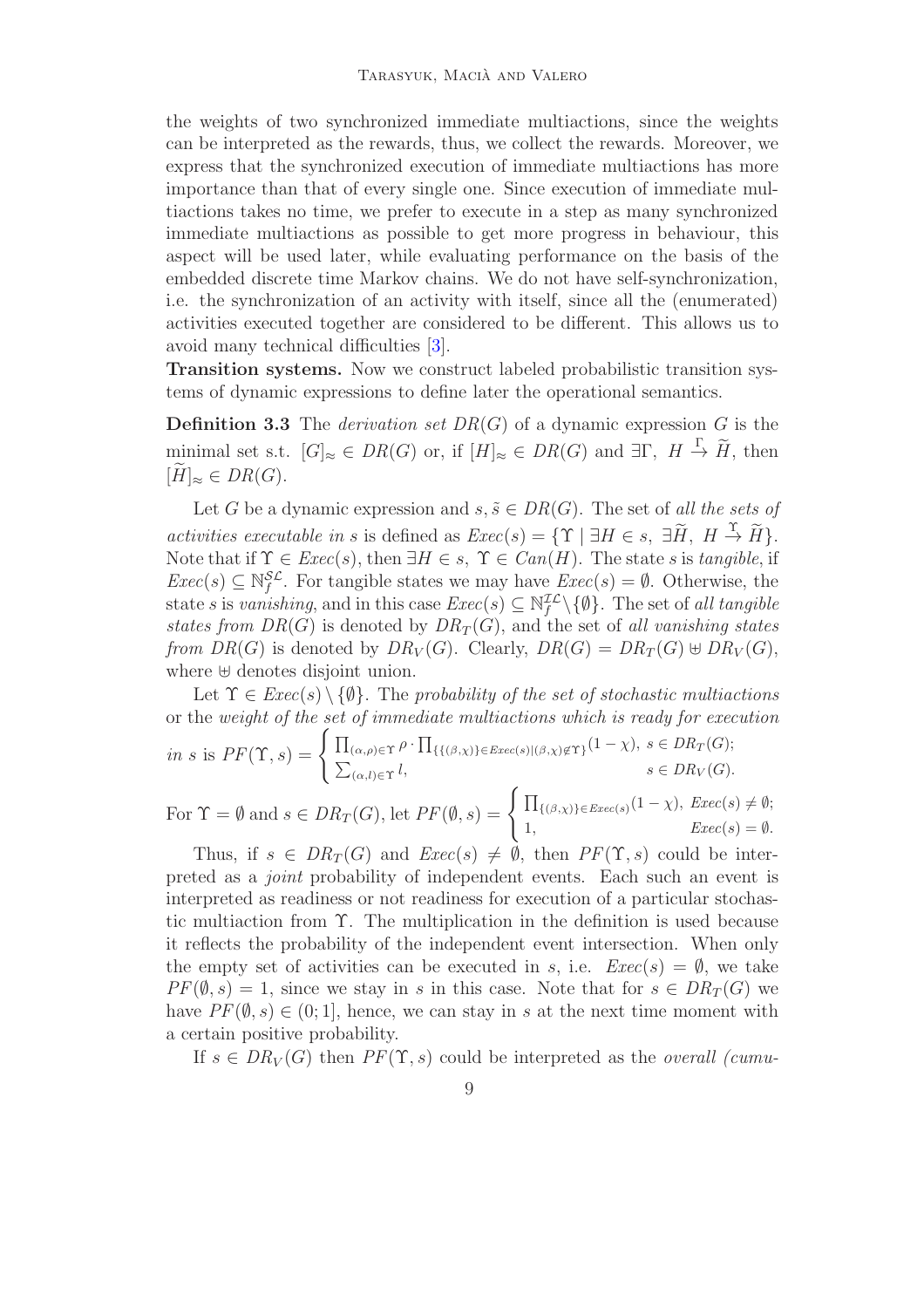the weights of two synchronized immediate multiactions, since the weights can be interpreted as the rewards, thus, we collect the rewards. Moreover, we express that the synchronized execution of immediate multiactions has more importance than that of every single one. Since execution of immediate multiactions takes no time, we prefer to execute in a step as many synchronized immediate multiactions as possible to get more progress in behaviour, this aspect will be used later, while evaluating performance on the basis of the embedded discrete time Markov chains. We do not have self-synchronization, i.e. the synchronization of an activity with itself, since all the (enumerated) activities executed together are considered to be different. This allows us to avoid many technical difficulties [3].

**Transition systems.** Now we construct labeled probabilistic transition systems of dynamic expressions to define later the operational semantics.

**Definition 3.3** The *derivation set* $DR(G)$ of a dynamic expression $G$ is the minimal set s.t. $[G]_\approx \in DR(G)$ or, if $[H]_\approx \in DR(G)$ and $\exists \Gamma,\ H \stackrel{\Gamma}{\rightarrow} \widetilde{H}$, then $[\widetilde{H}]_\approx \in DR(G)$.

Let $G$ be a dynamic expression and $s, \tilde{s} \in DR(G)$. The set of *all the sets of activities executable in* $s$ is defined as $Exec(s) = \{\Upsilon \mid \exists H \in s,\ \exists \widetilde{H},\ H \stackrel{\Upsilon}{\rightarrow} \widetilde{H}\}$. Note that if $\Upsilon \in Exec(s)$, then $\exists H \in s,\ \Upsilon \in Can(H)$. The state $s$ is *tangible*, if $Exec(s) \subseteq \mathbb{N}_f^{\mathcal{SL}}$. For tangible states we may have $Exec(s) = \emptyset$. Otherwise, the state $s$ is *vanishing*, and in this case $Exec(s) \subseteq \mathbb{N}_f^{\mathcal{IL}} \setminus \{\emptyset\}$. The set of *all tangible states from* $DR(G)$ is denoted by $DR_T(G)$, and the set of *all vanishing states from* $DR(G)$ is denoted by $DR_V(G)$. Clearly, $DR(G) = DR_T(G) \uplus DR_V(G)$, where $\uplus$ denotes disjoint union.

Let $\Upsilon \in Exec(s) \setminus \{\emptyset\}$. The *probability of the set of stochastic multiactions* or the *weight of the set of immediate multiactions which is ready for execution in* $s$ is
$$PF(\Upsilon, s) = \begin{cases} \prod_{(\alpha,\rho) \in \Upsilon} \rho \cdot \prod_{\{\{(\beta,\chi)\} \in Exec(s) \mid (\beta,\chi) \notin \Upsilon\}} (1-\chi), & s \in DR_T(G); \\ \sum_{(\alpha,l) \in \Upsilon} l, & s \in DR_V(G). \end{cases}$$

For $\Upsilon = \emptyset$ and $s \in DR_T(G)$, let $PF(\emptyset, s) = \begin{cases} \prod_{\{(\beta,\chi)\} \in Exec(s)} (1-\chi), & Exec(s) \neq \emptyset; \\ 1, & Exec(s) = \emptyset. \end{cases}$

Thus, if $s \in DR_T(G)$ and $Exec(s) \neq \emptyset$, then $PF(\Upsilon, s)$ could be interpreted as a *joint* probability of independent events. Each such an event is interpreted as readiness or not readiness for execution of a particular stochastic multiaction from $\Upsilon$. The multiplication in the definition is used because it reflects the probability of the independent event intersection. When only the empty set of activities can be executed in $s$, i.e. $Exec(s) = \emptyset$, we take $PF(\emptyset, s) = 1$, since we stay in $s$ in this case. Note that for $s \in DR_T(G)$ we have $PF(\emptyset, s) \in (0; 1]$, hence, we can stay in $s$ at the next time moment with a certain positive probability.

If $s \in DR_V(G)$ then $PF(\Upsilon, s)$ could be interpreted as the *overall (cumu-*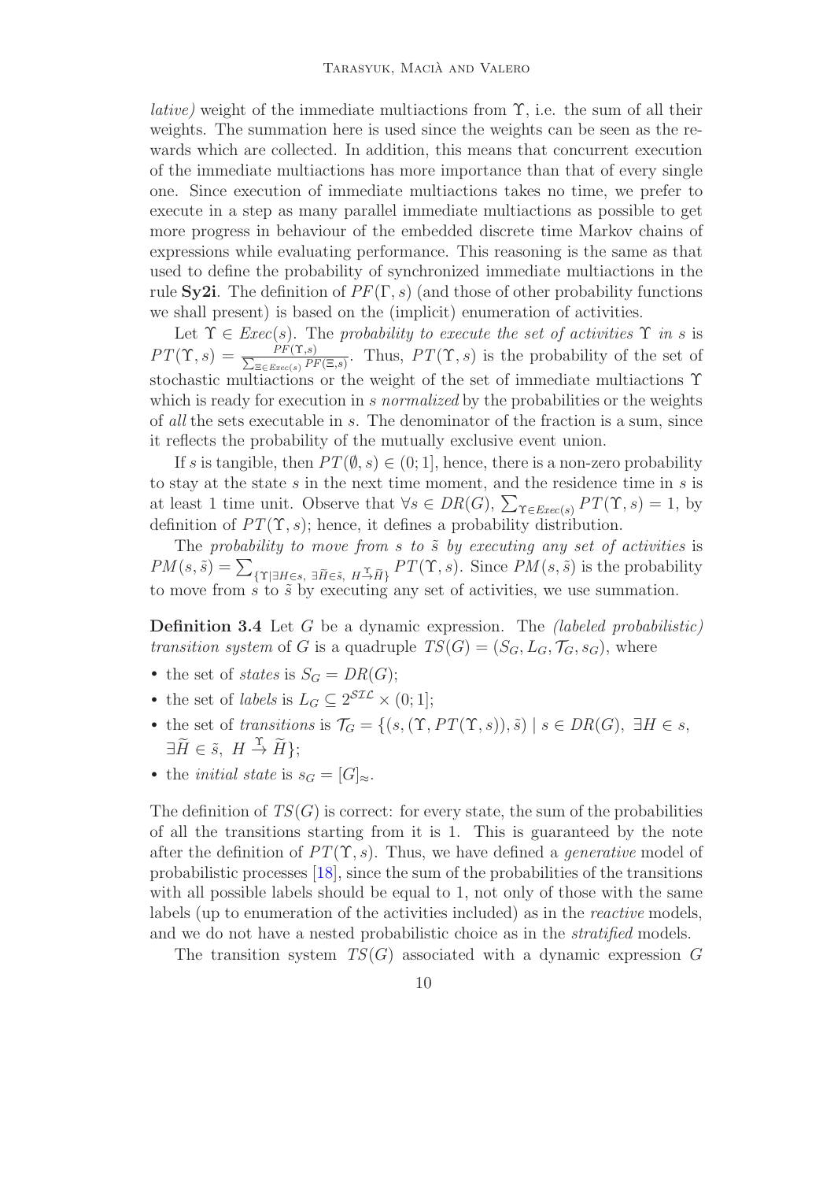*lative)* weight of the immediate multiactions from $\Upsilon$, i.e. the sum of all their weights. The summation here is used since the weights can be seen as the rewards which are collected. In addition, this means that concurrent execution of the immediate multiactions has more importance than that of every single one. Since execution of immediate multiactions takes no time, we prefer to execute in a step as many parallel immediate multiactions as possible to get more progress in behaviour of the embedded discrete time Markov chains of expressions while evaluating performance. This reasoning is the same as that used to define the probability of synchronized immediate multiactions in the rule **Sy2i**. The definition of $PF(\Gamma, s)$ (and those of other probability functions we shall present) is based on the (implicit) enumeration of activities.

Let $\Upsilon \in Exec(s)$. The *probability to execute the set of activities* $\Upsilon$ *in* $s$ is $PT(\Upsilon, s) = \frac{PF(\Upsilon,s)}{\sum_{\Xi \in Exec(s)} PF(\Xi,s)}$. Thus, $PT(\Upsilon, s)$ is the probability of the set of stochastic multiactions or the weight of the set of immediate multiactions $\Upsilon$ which is ready for execution in $s$ *normalized* by the probabilities or the weights of *all* the sets executable in $s$. The denominator of the fraction is a sum, since it reflects the probability of the mutually exclusive event union.

If $s$ is tangible, then $PT(\emptyset, s) \in (0; 1]$, hence, there is a non-zero probability to stay at the state $s$ in the next time moment, and the residence time in $s$ is at least 1 time unit. Observe that $\forall s \in DR(G),\ \sum_{\Upsilon \in Exec(s)} PT(\Upsilon, s) = 1$, by definition of $PT(\Upsilon, s)$; hence, it defines a probability distribution.

The *probability to move from* $s$ *to* $\tilde{s}$ *by executing any set of activities* is $PM(s, \tilde{s}) = \sum_{\{\Upsilon \mid \exists H \in s,\ \exists \widetilde{H} \in \tilde{s},\ H \xrightarrow{\Upsilon} \widetilde{H}\}} PT(\Upsilon, s)$. Since $PM(s, \tilde{s})$ is the probability to move from $s$ to $\tilde{s}$ by executing any set of activities, we use summation.

**Definition 3.4** Let $G$ be a dynamic expression. The *(labeled probabilistic) transition system* of $G$ is a quadruple $TS(G) = (S_G, L_G, \mathcal{T}_G, s_G)$, where

- the set of *states* is $S_G = DR(G)$;
- the set of *labels* is $L_G \subseteq 2^{\mathcal{SIL}} \times (0; 1]$;
- the set of *transitions* is $\mathcal{T}_G = \{(s, (\Upsilon, PT(\Upsilon, s)), \tilde{s}) \mid s \in DR(G),\ \exists H \in s,\ \exists \widetilde{H} \in \tilde{s},\ H \xrightarrow{\Upsilon} \widetilde{H}\}$;
- the *initial state* is $s_G = [G]_{\approx}$.

The definition of $TS(G)$ is correct: for every state, the sum of the probabilities of all the transitions starting from it is 1. This is guaranteed by the note after the definition of $PT(\Upsilon, s)$. Thus, we have defined a *generative* model of probabilistic processes [18], since the sum of the probabilities of the transitions with all possible labels should be equal to 1, not only of those with the same labels (up to enumeration of the activities included) as in the *reactive* models, and we do not have a nested probabilistic choice as in the *stratified* models.

The transition system $TS(G)$ associated with a dynamic expression $G$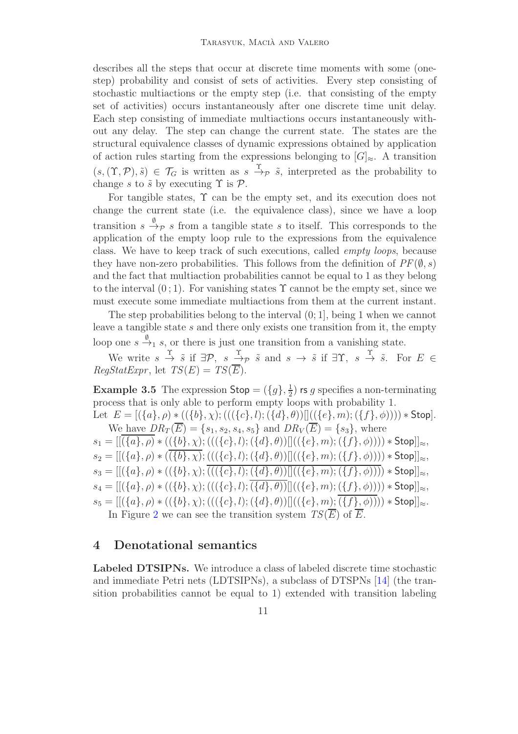describes all the steps that occur at discrete time moments with some (one-step) probability and consist of sets of activities. Every step consisting of stochastic multiactions or the empty step (i.e. that consisting of the empty set of activities) occurs instantaneously after one discrete time unit delay. Each step consisting of immediate multiactions occurs instantaneously without any delay. The step can change the current state. The states are the structural equivalence classes of dynamic expressions obtained by application of action rules starting from the expressions belonging to $[G]_\approx$. A transition $(s, (\Upsilon, \mathcal{P}), \tilde{s}) \in \mathcal{T}_G$ is written as $s \stackrel{\Upsilon}{\rightarrow}_\mathcal{P} \tilde{s}$, interpreted as the probability to change $s$ to $\tilde{s}$ by executing $\Upsilon$ is $\mathcal{P}$.

For tangible states, $\Upsilon$ can be the empty set, and its execution does not change the current state (i.e. the equivalence class), since we have a loop transition $s \stackrel{\emptyset}{\rightarrow}_\mathcal{P} s$ from a tangible state $s$ to itself. This corresponds to the application of the empty loop rule to the expressions from the equivalence class. We have to keep track of such executions, called *empty loops*, because they have non-zero probabilities. This follows from the definition of $PF(\emptyset, s)$ and the fact that multiaction probabilities cannot be equal to 1 as they belong to the interval $(0\,;1)$. For vanishing states $\Upsilon$ cannot be the empty set, since we must execute some immediate multiactions from them at the current instant.

The step probabilities belong to the interval $(0;1]$, being 1 when we cannot leave a tangible state $s$ and there only exists one transition from it, the empty loop one $s \stackrel{\emptyset}{\rightarrow}_1 s$, or there is just one transition from a vanishing state.

We write $s \stackrel{\Upsilon}{\rightarrow} \tilde{s}$ if $\exists \mathcal{P},\ s \stackrel{\Upsilon}{\rightarrow}_\mathcal{P} \tilde{s}$ and $s \rightarrow \tilde{s}$ if $\exists \Upsilon,\ s \stackrel{\Upsilon}{\rightarrow} \tilde{s}$. For $E \in RegStatExpr$, let $TS(E) = TS(\overline{E})$.

**Example 3.5** The expression $\mathsf{Stop} = (\{g\}, \frac{1}{2})$ $\mathsf{rs}$ $g$ specifies a non-terminating process that is only able to perform empty loops with probability 1.
Let $E = [(\{a\}, \rho) * ((\{b\}, \chi); (((\{c\}, l); (\{d\}, \theta))[]((\{e\}, m); (\{f\}, \phi)))) * \mathsf{Stop}]$.

We have $DR_T(\overline{E}) = \{s_1, s_2, s_4, s_5\}$ and $DR_V(\overline{E}) = \{s_3\}$, where

$s_1 = [[\overline{(\{a\}, \rho)} * ((\{b\}, \chi); (((\{c\}, l); (\{d\}, \theta))[]((\{e\}, m); (\{f\}, \phi)))) * \mathsf{Stop}]]_\approx$,

$s_2 = [[(\{a\}, \rho) * (\overline{(\{b\}, \chi)}; (((\{c\}, l); (\{d\}, \theta))[]((\{e\}, m); (\{f\}, \phi)))) * \mathsf{Stop}]]_\approx$,

$s_3 = [[(\{a\}, \rho) * ((\{b\}, \chi); \overline{(((\{c\}, l); (\{d\}, \theta))[]((\{e\}, m); (\{f\}, \phi)))}) * \mathsf{Stop}]]_\approx$,

$s_4 = [[(\{a\}, \rho) * ((\{b\}, \chi); (((\{c\}, l); \overline{(\{d\}, \theta)})[]((\{e\}, m); (\{f\}, \phi)))) * \mathsf{Stop}]]_\approx$,

$s_5 = [[(\{a\}, \rho) * ((\{b\}, \chi); (((\{c\}, l); (\{d\}, \theta))[]((\{e\}, m); \overline{(\{f\}, \phi)}))) * \mathsf{Stop}]]_\approx$.

In Figure 2 we can see the transition system $TS(\overline{E})$ of $\overline{E}$.

# 4 Denotational semantics

**Labeled DTSIPNs.** We introduce a class of labeled discrete time stochastic and immediate Petri nets (LDTSIPNs), a subclass of DTSPNs [14] (the transition probabilities cannot be equal to 1) extended with transition labeling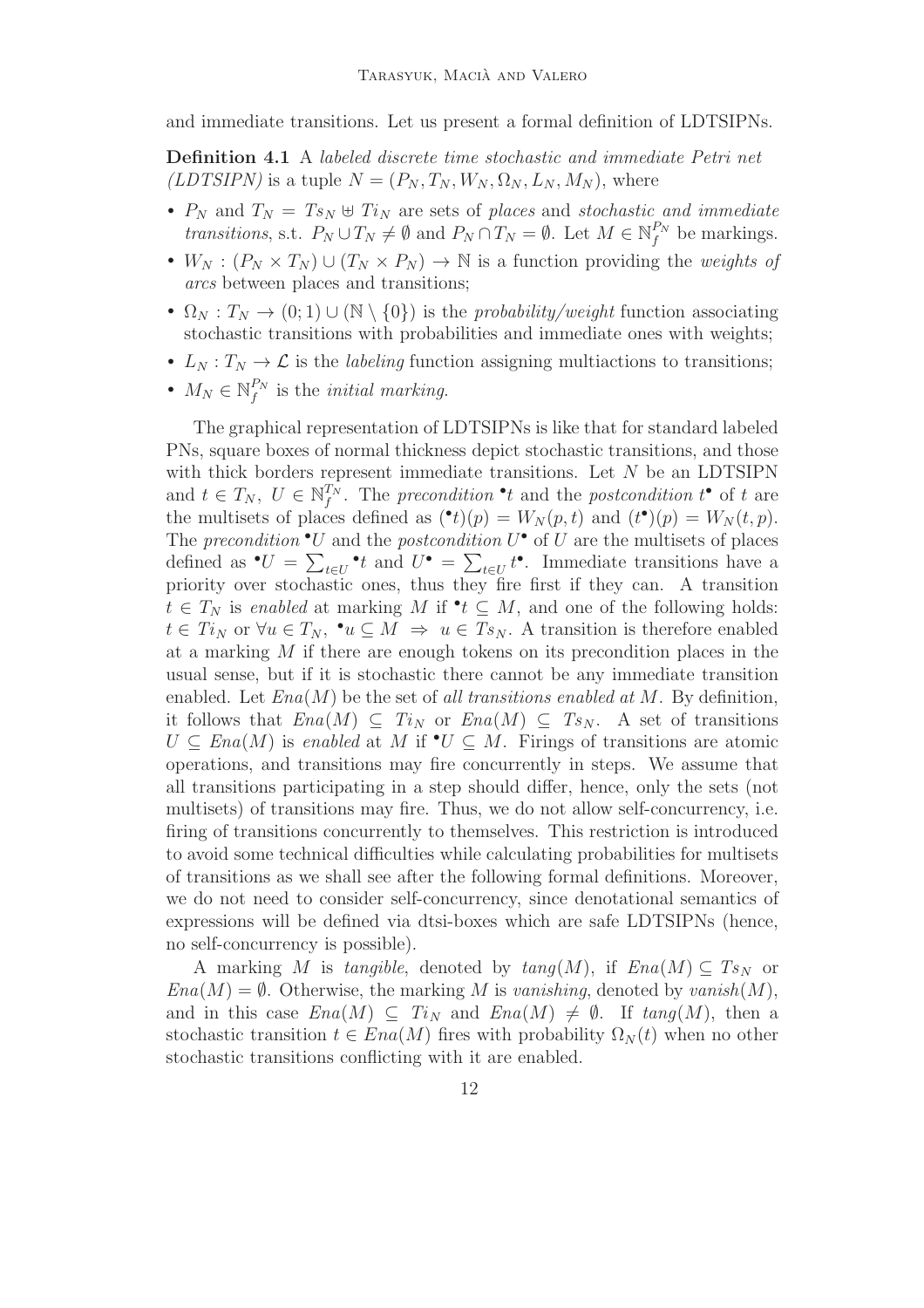and immediate transitions. Let us present a formal definition of LDTSIPNs.

**Definition 4.1** A *labeled discrete time stochastic and immediate Petri net (LDTSIPN)* is a tuple $N = (P_N, T_N, W_N, \Omega_N, L_N, M_N)$, where

- $P_N$ and $T_N = Ts_N \uplus Ti_N$ are sets of *places* and *stochastic and immediate transitions*, s.t. $P_N \cup T_N \neq \emptyset$ and $P_N \cap T_N = \emptyset$. Let $M \in \mathbb{N}_f^{P_N}$ be markings.
- $W_N : (P_N \times T_N) \cup (T_N \times P_N) \to \mathbb{N}$ is a function providing the *weights of arcs* between places and transitions;
- $\Omega_N : T_N \to (0; 1) \cup (\mathbb{N} \setminus \{0\})$ is the *probability/weight* function associating stochastic transitions with probabilities and immediate ones with weights;
- $L_N : T_N \to \mathcal{L}$ is the *labeling* function assigning multiactions to transitions;
- $M_N \in \mathbb{N}_f^{P_N}$ is the *initial marking*.

The graphical representation of LDTSIPNs is like that for standard labeled PNs, square boxes of normal thickness depict stochastic transitions, and those with thick borders represent immediate transitions. Let $N$ be an LDTSIPN and $t \in T_N,\ U \in \mathbb{N}_f^{T_N}$. The *precondition* ${}^\bullet t$ and the *postcondition* $t^\bullet$ of $t$ are the multisets of places defined as $({}^\bullet t)(p) = W_N(p, t)$ and $(t^\bullet)(p) = W_N(t, p)$. The *precondition* ${}^\bullet U$ and the *postcondition* $U^\bullet$ of $U$ are the multisets of places defined as ${}^\bullet U = \sum_{t \in U} {}^\bullet t$ and $U^\bullet = \sum_{t \in U} t^\bullet$. Immediate transitions have a priority over stochastic ones, thus they fire first if they can. A transition $t \in T_N$ is *enabled* at marking $M$ if ${}^\bullet t \subseteq M$, and one of the following holds: $t \in Ti_N$ or $\forall u \in T_N,\ {}^\bullet u \subseteq M \ \Rightarrow\ u \in Ts_N$. A transition is therefore enabled at a marking $M$ if there are enough tokens on its precondition places in the usual sense, but if it is stochastic there cannot be any immediate transition enabled. Let $Ena(M)$ be the set of *all transitions enabled at* $M$. By definition, it follows that $Ena(M) \subseteq Ti_N$ or $Ena(M) \subseteq Ts_N$. A set of transitions $U \subseteq Ena(M)$ is *enabled* at $M$ if ${}^\bullet U \subseteq M$. Firings of transitions are atomic operations, and transitions may fire concurrently in steps. We assume that all transitions participating in a step should differ, hence, only the sets (not multisets) of transitions may fire. Thus, we do not allow self-concurrency, i.e. firing of transitions concurrently to themselves. This restriction is introduced to avoid some technical difficulties while calculating probabilities for multisets of transitions as we shall see after the following formal definitions. Moreover, we do not need to consider self-concurrency, since denotational semantics of expressions will be defined via dtsi-boxes which are safe LDTSIPNs (hence, no self-concurrency is possible).

A marking $M$ is *tangible*, denoted by $tang(M)$, if $Ena(M) \subseteq Ts_N$ or $Ena(M) = \emptyset$. Otherwise, the marking $M$ is *vanishing*, denoted by $vanish(M)$, and in this case $Ena(M) \subseteq Ti_N$ and $Ena(M) \neq \emptyset$. If $tang(M)$, then a stochastic transition $t \in Ena(M)$ fires with probability $\Omega_N(t)$ when no other stochastic transitions conflicting with it are enabled.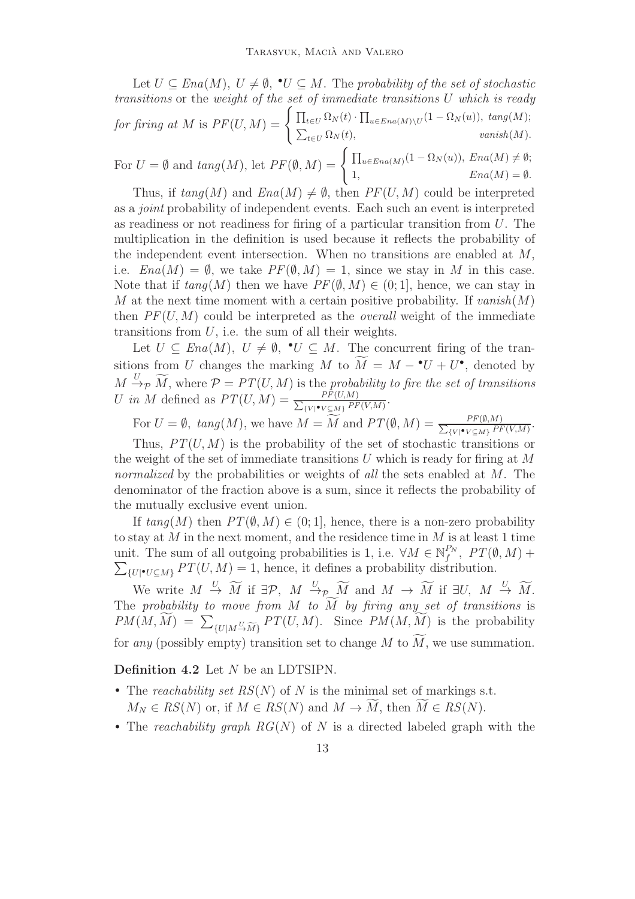Let $U \subseteq Ena(M),\ U \neq \emptyset,\ {}^\bullet U \subseteq M$. The *probability of the set of stochastic transitions* or the *weight of the set of immediate transitions $U$ which is ready for firing at $M$* is $PF(U, M) = \begin{cases} \prod_{t \in U} \Omega_N(t) \cdot \prod_{u \in Ena(M) \setminus U} (1 - \Omega_N(u)), & tang(M); \\ \sum_{t \in U} \Omega_N(t), & vanish(M). \end{cases}$

For $U = \emptyset$ and $tang(M)$, let $PF(\emptyset, M) = \begin{cases} \prod_{u \in Ena(M)} (1 - \Omega_N(u)), & Ena(M) \neq \emptyset; \\ 1, & Ena(M) = \emptyset. \end{cases}$

Thus, if $tang(M)$ and $Ena(M) \neq \emptyset$, then $PF(U, M)$ could be interpreted as a *joint* probability of independent events. Each such an event is interpreted as readiness or not readiness for firing of a particular transition from $U$. The multiplication in the definition is used because it reflects the probability of the independent event intersection. When no transitions are enabled at $M$, i.e. $Ena(M) = \emptyset$, we take $PF(\emptyset, M) = 1$, since we stay in $M$ in this case. Note that if $tang(M)$ then we have $PF(\emptyset, M) \in (0; 1]$, hence, we can stay in $M$ at the next time moment with a certain positive probability. If $vanish(M)$ then $PF(U, M)$ could be interpreted as the *overall* weight of the immediate transitions from $U$, i.e. the sum of all their weights.

Let $U \subseteq Ena(M),\ U \neq \emptyset,\ {}^\bullet U \subseteq M$. The concurrent firing of the transitions from $U$ changes the marking $M$ to $\widetilde{M} = M - {}^\bullet U + U^\bullet$, denoted by $M \xrightarrow{U}_{\mathcal{P}} \widetilde{M}$, where $\mathcal{P} = PT(U, M)$ is the *probability to fire the set of transitions $U$ in $M$* defined as $PT(U, M) = \frac{PF(U,M)}{\sum_{\{V \mid {}^\bullet V \subseteq M\}} PF(V,M)}$.

For $U = \emptyset,\ tang(M)$, we have $M = \widetilde{M}$ and $PT(\emptyset, M) = \frac{PF(\emptyset,M)}{\sum_{\{V \mid {}^\bullet V \subseteq M\}} PF(V,M)}$.

Thus, $PT(U, M)$ is the probability of the set of stochastic transitions or the weight of the set of immediate transitions $U$ which is ready for firing at $M$ *normalized* by the probabilities or weights of *all* the sets enabled at $M$. The denominator of the fraction above is a sum, since it reflects the probability of the mutually exclusive event union.

If $tang(M)$ then $PT(\emptyset, M) \in (0; 1]$, hence, there is a non-zero probability to stay at $M$ in the next moment, and the residence time in $M$ is at least 1 time unit. The sum of all outgoing probabilities is 1, i.e. $\forall M \in \mathbb{N}_f^{P_N},\ PT(\emptyset, M) + \sum_{\{U \mid {}^\bullet U \subseteq M\}} PT(U, M) = 1$, hence, it defines a probability distribution.

We write $M \xrightarrow{U} \widetilde{M}$ if $\exists \mathcal{P},\ M \xrightarrow{U}_{\mathcal{P}} \widetilde{M}$ and $M \to \widetilde{M}$ if $\exists U,\ M \xrightarrow{U} \widetilde{M}$. The *probability to move from $M$ to $\widetilde{M}$ by firing any set of transitions* is $PM(M, \widetilde{M}) = \sum_{\{U \mid M \xrightarrow{U} \widetilde{M}\}} PT(U, M)$. Since $PM(M, \widetilde{M})$ is the probability for *any* (possibly empty) transition set to change $M$ to $\widetilde{M}$, we use summation.

**Definition 4.2** Let $N$ be an LDTSIPN.

- The *reachability set* $RS(N)$ of $N$ is the minimal set of markings s.t. $M_N \in RS(N)$ or, if $M \in RS(N)$ and $M \to \widetilde{M}$, then $\widetilde{M} \in RS(N)$.
- The *reachability graph* $RG(N)$ of $N$ is a directed labeled graph with the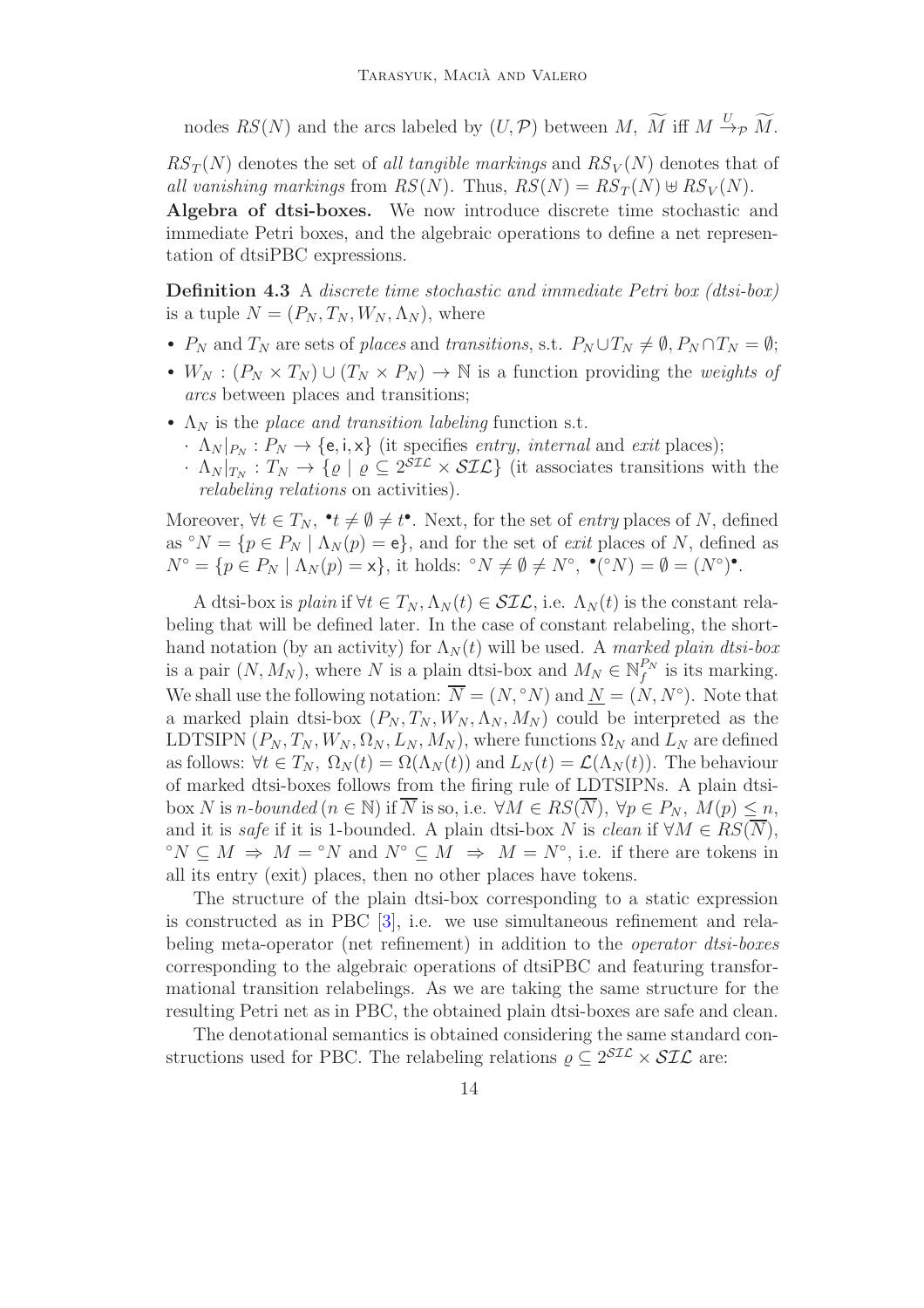nodes $RS(N)$ and the arcs labeled by $(U, \mathcal{P})$ between $M$, $\widetilde{M}$ iff $M \xrightarrow{U}_{\mathcal{P}} \widetilde{M}$.

$RS_T(N)$ denotes the set of *all tangible markings* and $RS_V(N)$ denotes that of *all vanishing markings* from $RS(N)$. Thus, $RS(N) = RS_T(N) \uplus RS_V(N)$.

**Algebra of dtsi-boxes.** We now introduce discrete time stochastic and immediate Petri boxes, and the algebraic operations to define a net representation of dtsiPBC expressions.

**Definition 4.3** A *discrete time stochastic and immediate Petri box (dtsi-box)* is a tuple $N = (P_N, T_N, W_N, \Lambda_N)$, where

- $P_N$ and $T_N$ are sets of *places* and *transitions*, s.t. $P_N \cup T_N \neq \emptyset, P_N \cap T_N = \emptyset$;
- $W_N : (P_N \times T_N) \cup (T_N \times P_N) \to \mathbb{N}$ is a function providing the *weights of arcs* between places and transitions;
- $\Lambda_N$ is the *place and transition labeling* function s.t.
  - $\Lambda_N|_{P_N} : P_N \to \{\mathsf{e}, \mathsf{i}, \mathsf{x}\}$ (it specifies *entry, internal* and *exit* places);
  - $\Lambda_N|_{T_N} : T_N \to \{\varrho \mid \varrho \subseteq 2^{\mathcal{SIL}} \times \mathcal{SIL}\}$ (it associates transitions with the *relabeling relations* on activities).

Moreover, $\forall t \in T_N,\ {}^\bullet t \neq \emptyset \neq t^\bullet$. Next, for the set of *entry* places of $N$, defined as ${}^\circ N = \{p \in P_N \mid \Lambda_N(p) = \mathsf{e}\}$, and for the set of *exit* places of $N$, defined as $N^\circ = \{p \in P_N \mid \Lambda_N(p) = \mathsf{x}\}$, it holds: ${}^\circ N \neq \emptyset \neq N^\circ,\ {}^\bullet({}^\circ N) = \emptyset = (N^\circ)^\bullet$.

A dtsi-box is *plain* if $\forall t \in T_N, \Lambda_N(t) \in \mathcal{SIL}$, i.e. $\Lambda_N(t)$ is the constant relabeling that will be defined later. In the case of constant relabeling, the shorthand notation (by an activity) for $\Lambda_N(t)$ will be used. A *marked plain dtsi-box* is a pair $(N, M_N)$, where $N$ is a plain dtsi-box and $M_N \in \mathbb{N}_f^{P_N}$ is its marking. We shall use the following notation: $\overline{N} = (N, {}^\circ N)$ and $\underline{N} = (N, N^\circ)$. Note that a marked plain dtsi-box $(P_N, T_N, W_N, \Lambda_N, M_N)$ could be interpreted as the LDTSIPN $(P_N, T_N, W_N, \Omega_N, L_N, M_N)$, where functions $\Omega_N$ and $L_N$ are defined as follows: $\forall t \in T_N,\ \Omega_N(t) = \Omega(\Lambda_N(t))$ and $L_N(t) = \mathcal{L}(\Lambda_N(t))$. The behaviour of marked dtsi-boxes follows from the firing rule of LDTSIPNs. A plain dtsi-box $N$ is *n-bounded* ($n \in \mathbb{N}$) if $\overline{N}$ is so, i.e. $\forall M \in RS(\overline{N}),\ \forall p \in P_N,\ M(p) \leq n$, and it is *safe* if it is 1-bounded. A plain dtsi-box $N$ is *clean* if $\forall M \in RS(\overline{N})$, ${}^\circ N \subseteq M \ \Rightarrow\ M = {}^\circ N$ and $N^\circ \subseteq M \ \Rightarrow\ M = N^\circ$, i.e. if there are tokens in all its entry (exit) places, then no other places have tokens.

The structure of the plain dtsi-box corresponding to a static expression is constructed as in PBC [3], i.e. we use simultaneous refinement and relabeling meta-operator (net refinement) in addition to the *operator dtsi-boxes* corresponding to the algebraic operations of dtsiPBC and featuring transformational transition relabelings. As we are taking the same structure for the resulting Petri net as in PBC, the obtained plain dtsi-boxes are safe and clean.

The denotational semantics is obtained considering the same standard constructions used for PBC. The relabeling relations $\varrho \subseteq 2^{\mathcal{SIL}} \times \mathcal{SIL}$ are: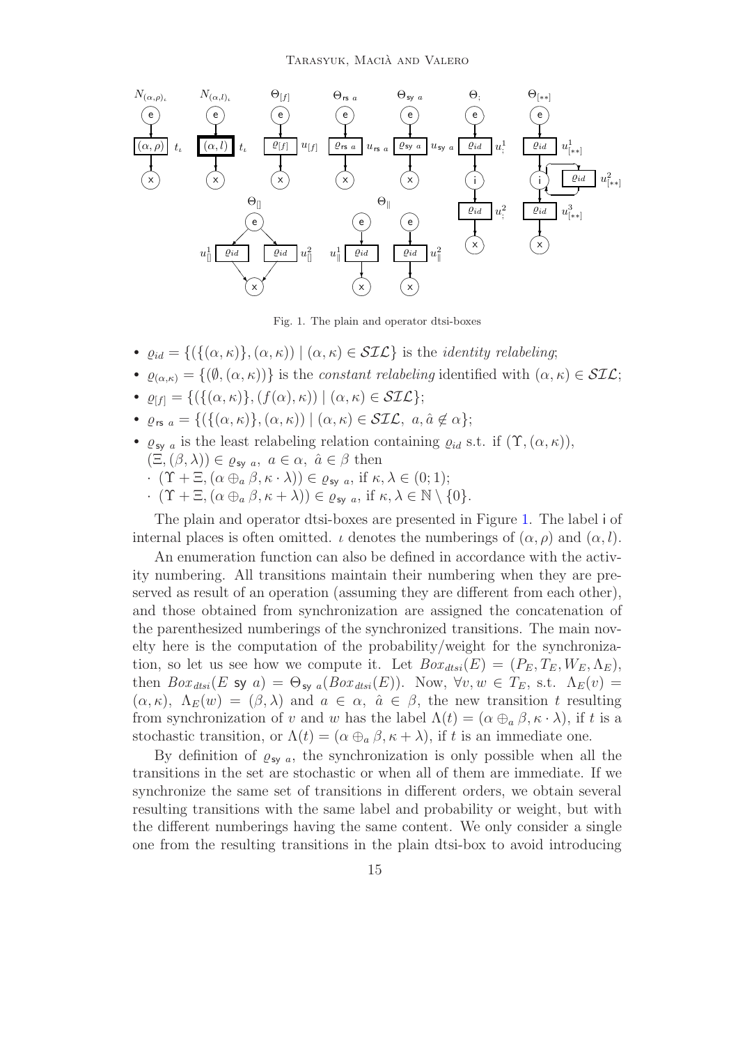Fig. 1. The plain and operator dtsi-boxes

- $\varrho_{id} = \{(\{(\alpha, \kappa)\}, (\alpha, \kappa)) \mid (\alpha, \kappa) \in \mathcal{SIL}\}$ is the *identity relabeling*;
- $\varrho_{(\alpha,\kappa)} = \{(\emptyset, (\alpha, \kappa))\}$ is the *constant relabeling* identified with $(\alpha, \kappa) \in \mathcal{SIL}$;
- $\varrho_{[f]} = \{(\{(\alpha, \kappa)\}, (f(\alpha), \kappa)) \mid (\alpha, \kappa) \in \mathcal{SIL}\}$;
- $\varrho_{\mathsf{rs}\ a} = \{(\{(\alpha, \kappa)\}, (\alpha, \kappa)) \mid (\alpha, \kappa) \in \mathcal{SIL},\ a, \hat{a} \notin \alpha\}$;
- $\varrho_{\mathsf{sy}\ a}$ is the least relabeling relation containing $\varrho_{id}$ s.t. if $(\Upsilon, (\alpha, \kappa))$, $(\Xi, (\beta, \lambda)) \in \varrho_{\mathsf{sy}\ a}$, $a \in \alpha$, $\hat{a} \in \beta$ then
  - $(\Upsilon + \Xi, (\alpha \oplus_a \beta, \kappa \cdot \lambda)) \in \varrho_{\mathsf{sy}\ a}$, if $\kappa, \lambda \in (0; 1)$;
  - $(\Upsilon + \Xi, (\alpha \oplus_a \beta, \kappa + \lambda)) \in \varrho_{\mathsf{sy}\ a}$, if $\kappa, \lambda \in \mathbb{N} \setminus \{0\}$.

The plain and operator dtsi-boxes are presented in Figure 1. The label i of internal places is often omitted. $\iota$ denotes the numberings of $(\alpha, \rho)$ and $(\alpha, l)$.

An enumeration function can also be defined in accordance with the activity numbering. All transitions maintain their numbering when they are preserved as result of an operation (assuming they are different from each other), and those obtained from synchronization are assigned the concatenation of the parenthesized numberings of the synchronized transitions. The main novelty here is the computation of the probability/weight for the synchronization, so let us see how we compute it. Let $Box_{dtsi}(E) = (P_E, T_E, W_E, \Lambda_E)$, then $Box_{dtsi}(E\ \mathsf{sy}\ a) = \Theta_{\mathsf{sy}\ a}(Box_{dtsi}(E))$. Now, $\forall v, w \in T_E$, s.t. $\Lambda_E(v) = (\alpha, \kappa)$, $\Lambda_E(w) = (\beta, \lambda)$ and $a \in \alpha$, $\hat{a} \in \beta$, the new transition $t$ resulting from synchronization of $v$ and $w$ has the label $\Lambda(t) = (\alpha \oplus_a \beta, \kappa \cdot \lambda)$, if $t$ is a stochastic transition, or $\Lambda(t) = (\alpha \oplus_a \beta, \kappa + \lambda)$, if $t$ is an immediate one.

By definition of $\varrho_{\mathsf{sy}\ a}$, the synchronization is only possible when all the transitions in the set are stochastic or when all of them are immediate. If we synchronize the same set of transitions in different orders, we obtain several resulting transitions with the same label and probability or weight, but with the different numberings having the same content. We only consider a single one from the resulting transitions in the plain dtsi-box to avoid introducing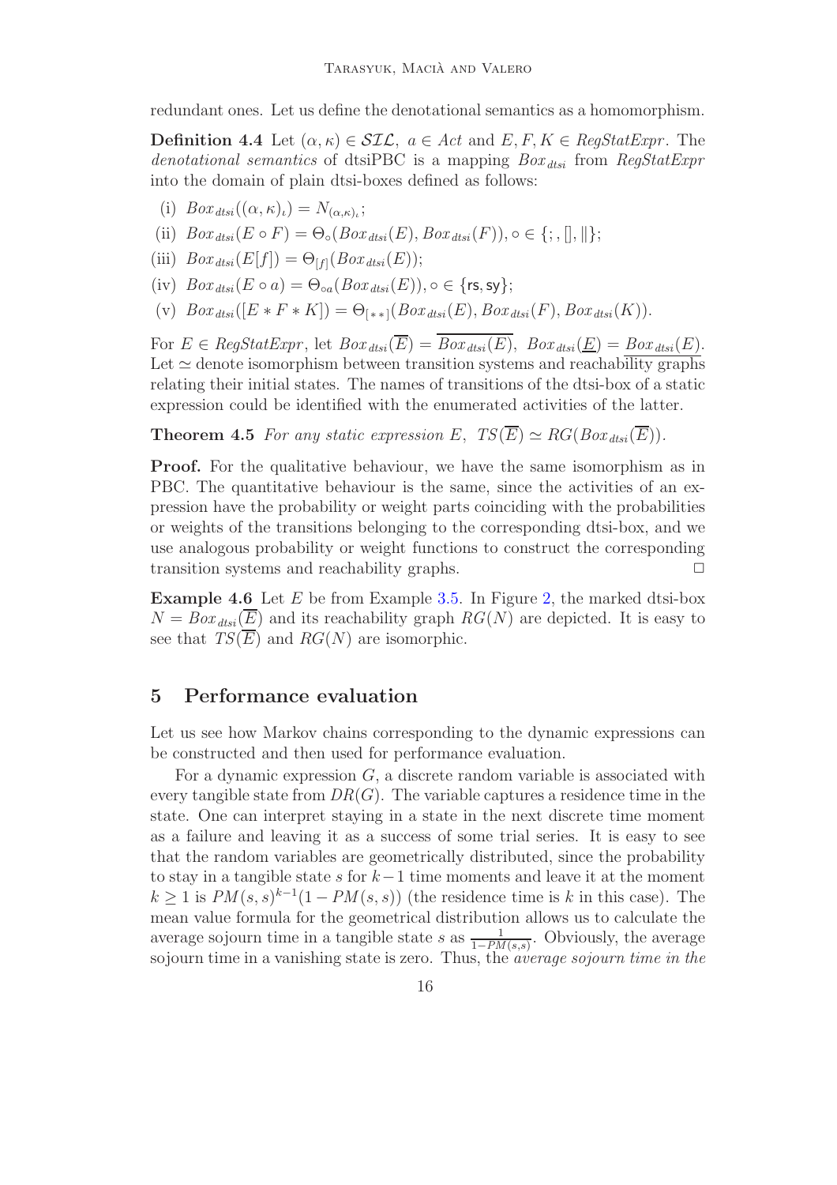redundant ones. Let us define the denotational semantics as a homomorphism.

**Definition 4.4** Let $(\alpha, \kappa) \in \mathcal{SIL}$, $a \in Act$ and $E, F, K \in RegStatExpr$. The *denotational semantics* of dtsiPBC is a mapping $Box_{dtsi}$ from $RegStatExpr$ into the domain of plain dtsi-boxes defined as follows:

(i) $Box_{dtsi}((\alpha, \kappa)_\iota) = N_{(\alpha,\kappa)_\iota}$;

(ii) $Box_{dtsi}(E \circ F) = \Theta_\circ(Box_{dtsi}(E), Box_{dtsi}(F)), \circ \in \{;, [], \|\}$;

(iii) $Box_{dtsi}(E[f]) = \Theta_{[f]}(Box_{dtsi}(E))$;

(iv) $Box_{dtsi}(E \circ a) = \Theta_{\circ a}(Box_{dtsi}(E)), \circ \in \{\mathsf{rs}, \mathsf{sy}\}$;

(v) $Box_{dtsi}([E * F * K]) = \Theta_{[**]}(Box_{dtsi}(E), Box_{dtsi}(F), Box_{dtsi}(K))$.

For $E \in RegStatExpr$, let $Box_{dtsi}(\overline{E}) = \overline{Box_{dtsi}(E)}$, $Box_{dtsi}(\underline{E}) = \underline{Box_{dtsi}(E)}$. Let $\simeq$ denote isomorphism between transition systems and reachability graphs relating their initial states. The names of transitions of the dtsi-box of a static expression could be identified with the enumerated activities of the latter.

**Theorem 4.5** *For any static expression $E$, $TS(\overline{E}) \simeq RG(Box_{dtsi}(\overline{E}))$.*

**Proof.** For the qualitative behaviour, we have the same isomorphism as in PBC. The quantitative behaviour is the same, since the activities of an expression have the probability or weight parts coinciding with the probabilities or weights of the transitions belonging to the corresponding dtsi-box, and we use analogous probability or weight functions to construct the corresponding transition systems and reachability graphs. □

**Example 4.6** Let $E$ be from Example 3.5. In Figure 2, the marked dtsi-box $N = Box_{dtsi}(\overline{E})$ and its reachability graph $RG(N)$ are depicted. It is easy to see that $TS(\overline{E})$ and $RG(N)$ are isomorphic.

## 5 Performance evaluation

Let us see how Markov chains corresponding to the dynamic expressions can be constructed and then used for performance evaluation.

For a dynamic expression $G$, a discrete random variable is associated with every tangible state from $DR(G)$. The variable captures a residence time in the state. One can interpret staying in a state in the next discrete time moment as a failure and leaving it as a success of some trial series. It is easy to see that the random variables are geometrically distributed, since the probability to stay in a tangible state $s$ for $k-1$ time moments and leave it at the moment $k \geq 1$ is $PM(s,s)^{k-1}(1 - PM(s,s))$ (the residence time is $k$ in this case). The mean value formula for the geometrical distribution allows us to calculate the average sojourn time in a tangible state $s$ as $\frac{1}{1-PM(s,s)}$. Obviously, the average sojourn time in a vanishing state is zero. Thus, the *average sojourn time in the*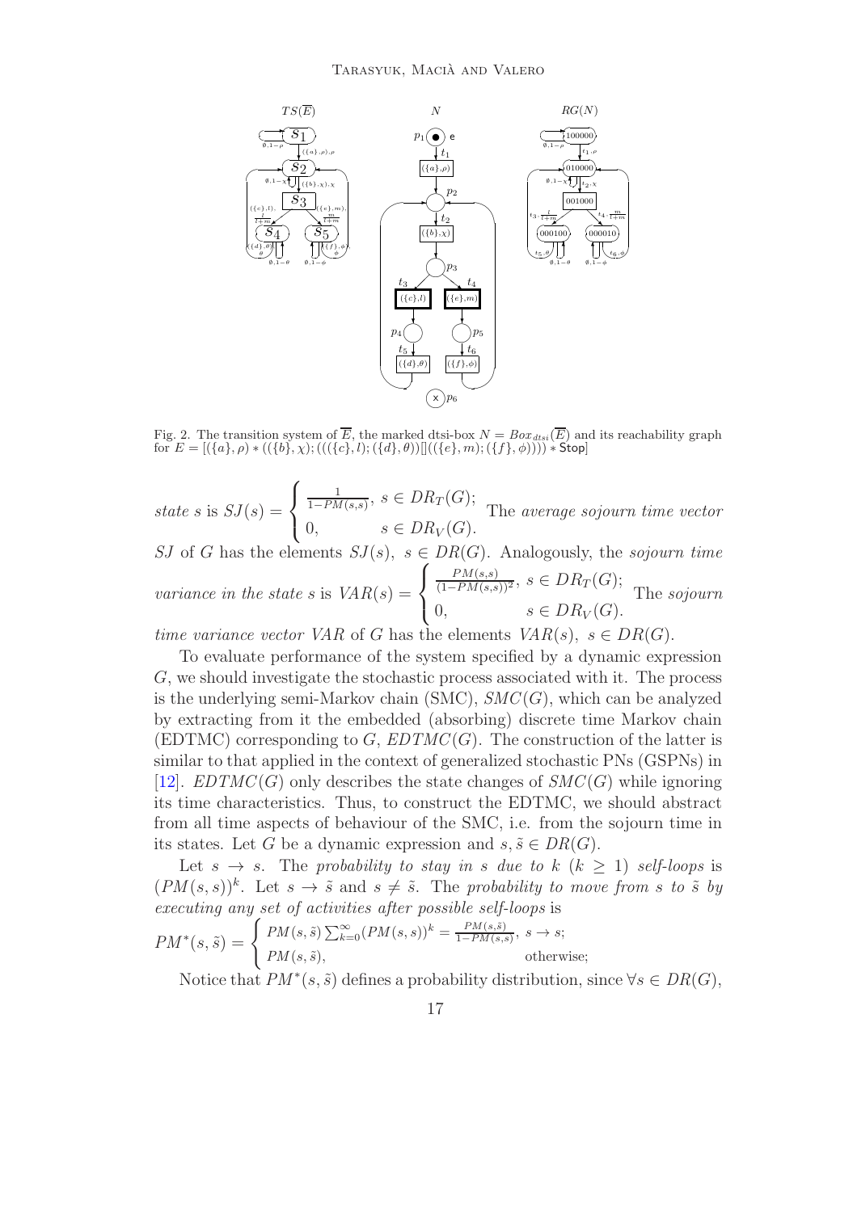Fig. 2. The transition system of $\overline{E}$, the marked dtsi-box $N = Box_{dtsi}(\overline{E})$ and its reachability graph for $E = [(\{a\},\rho) * ((\{b\},\chi);(((\{c\},l);(\{d\},\theta))[]((\{e\},m);(\{f\},\phi)))) * \mathsf{Stop}]$

*state* $s$ is $SJ(s) = \begin{cases} \frac{1}{1-PM(s,s)}, & s \in DR_T(G); \\ 0, & s \in DR_V(G). \end{cases}$ The *average sojourn time vector* $SJ$ of $G$ has the elements $SJ(s),\ s \in DR(G)$. Analogously, the *sojourn time variance in the state* $s$ is $VAR(s) = \begin{cases} \frac{PM(s,s)}{(1-PM(s,s))^2}, & s \in DR_T(G); \\ 0, & s \in DR_V(G). \end{cases}$ The *sojourn time variance vector* $VAR$ of $G$ has the elements $VAR(s),\ s \in DR(G)$.

To evaluate performance of the system specified by a dynamic expression $G$, we should investigate the stochastic process associated with it. The process is the underlying semi-Markov chain (SMC), $SMC(G)$, which can be analyzed by extracting from it the embedded (absorbing) discrete time Markov chain (EDTMC) corresponding to $G$, $EDTMC(G)$. The construction of the latter is similar to that applied in the context of generalized stochastic PNs (GSPNs) in [12]. $EDTMC(G)$ only describes the state changes of $SMC(G)$ while ignoring its time characteristics. Thus, to construct the EDTMC, we should abstract from all time aspects of behaviour of the SMC, i.e. from the sojourn time in its states. Let $G$ be a dynamic expression and $s, \tilde{s} \in DR(G)$.

Let $s \to s$. The *probability to stay in* $s$ *due to* $k$ $(k \geq 1)$ *self-loops* is $(PM(s,s))^k$. Let $s \to \tilde{s}$ and $s \neq \tilde{s}$. The *probability to move from* $s$ *to* $\tilde{s}$ *by executing any set of activities after possible self-loops* is

$$PM^*(s,\tilde{s}) = \begin{cases} PM(s,\tilde{s}) \sum_{k=0}^{\infty} (PM(s,s))^k = \frac{PM(s,\tilde{s})}{1-PM(s,s)}, & s \to s; \\ PM(s,\tilde{s}), & \text{otherwise;} \end{cases}$$

Notice that $PM^*(s,\tilde{s})$ defines a probability distribution, since $\forall s \in DR(G)$,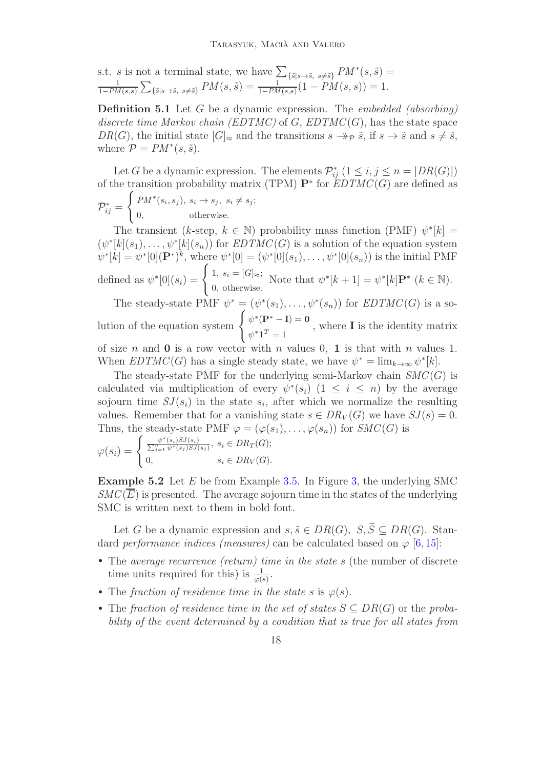s.t. $s$ is not a terminal state, we have $\sum_{\{\tilde{s}|s\to\tilde{s},\ s\neq\tilde{s}\}} PM^*(s,\tilde{s}) = \frac{1}{1-PM(s,s)}\sum_{\{\tilde{s}|s\to\tilde{s},\ s\neq\tilde{s}\}} PM(s,\tilde{s}) = \frac{1}{1-PM(s,s)}(1-PM(s,s)) = 1$.

**Definition 5.1** Let $G$ be a dynamic expression. The *embedded (absorbing) discrete time Markov chain (EDTMC)* of $G$, $EDTMC(G)$, has the state space $DR(G)$, the initial state $[G]_{\approx}$ and the transitions $s \twoheadrightarrow_{\mathcal{P}} \tilde{s}$, if $s \to \tilde{s}$ and $s \neq \tilde{s}$, where $\mathcal{P} = PM^*(s,\tilde{s})$.

Let $G$ be a dynamic expression. The elements $\mathcal{P}^*_{ij}$ $(1 \le i,j \le n = |DR(G)|)$ of the transition probability matrix (TPM) $\mathbf{P}^*$ for $EDTMC(G)$ are defined as

$$\mathcal{P}^*_{ij} = \begin{cases} PM^*(s_i,s_j), & s_i \to s_j,\ s_i \neq s_j; \\ 0, & \text{otherwise.} \end{cases}$$

The transient ($k$-step, $k \in \mathbb{N}$) probability mass function (PMF) $\psi^*[k] = (\psi^*[k](s_1),\ldots,\psi^*[k](s_n))$ for $EDTMC(G)$ is a solution of the equation system $\psi^*[k] = \psi^*[0](\mathbf{P}^*)^k$, where $\psi^*[0] = (\psi^*[0](s_1),\ldots,\psi^*[0](s_n))$ is the initial PMF defined as $\psi^*[0](s_i) = \begin{cases} 1, & s_i = [G]_{\approx}; \\ 0, & \text{otherwise.} \end{cases}$ Note that $\psi^*[k+1] = \psi^*[k]\mathbf{P}^*$ $(k \in \mathbb{N})$.

The steady-state PMF $\psi^* = (\psi^*(s_1),\ldots,\psi^*(s_n))$ for $EDTMC(G)$ is a solution of the equation system $\begin{cases} \psi^*(\mathbf{P}^* - \mathbf{I}) = \mathbf{0} \\ \psi^*\mathbf{1}^T = 1 \end{cases}$, where $\mathbf{I}$ is the identity matrix of size $n$ and $\mathbf{0}$ is a row vector with $n$ values 0, $\mathbf{1}$ is that with $n$ values 1. When $EDTMC(G)$ has a single steady state, we have $\psi^* = \lim_{k\to\infty}\psi^*[k]$.

The steady-state PMF for the underlying semi-Markov chain $SMC(G)$ is calculated via multiplication of every $\psi^*(s_i)$ $(1 \le i \le n)$ by the average sojourn time $SJ(s_i)$ in the state $s_i$, after which we normalize the resulting values. Remember that for a vanishing state $s \in DR_V(G)$ we have $SJ(s) = 0$. Thus, the steady-state PMF $\varphi = (\varphi(s_1),\ldots,\varphi(s_n))$ for $SMC(G)$ is

$$\varphi(s_i) = \begin{cases} \frac{\psi^*(s_i)SJ(s_i)}{\sum_{j=1}^n \psi^*(s_j)SJ(s_j)}, & s_i \in DR_T(G); \\ 0, & s_i \in DR_V(G). \end{cases}$$

**Example 5.2** Let $E$ be from Example 3.5. In Figure 3, the underlying SMC $SMC(\overline{E})$ is presented. The average sojourn time in the states of the underlying SMC is written next to them in bold font.

Let $G$ be a dynamic expression and $s,\tilde{s} \in DR(G)$, $S,\widetilde{S} \subseteq DR(G)$. Standard *performance indices (measures)* can be calculated based on $\varphi$ [6, 15]:

- The *average recurrence (return) time in the state* $s$ (the number of discrete time units required for this) is $\frac{1}{\varphi(s)}$.
- The *fraction of residence time in the state* $s$ is $\varphi(s)$.
- The *fraction of residence time in the set of states* $S \subseteq DR(G)$ or the *probability of the event determined by a condition that is true for all states from*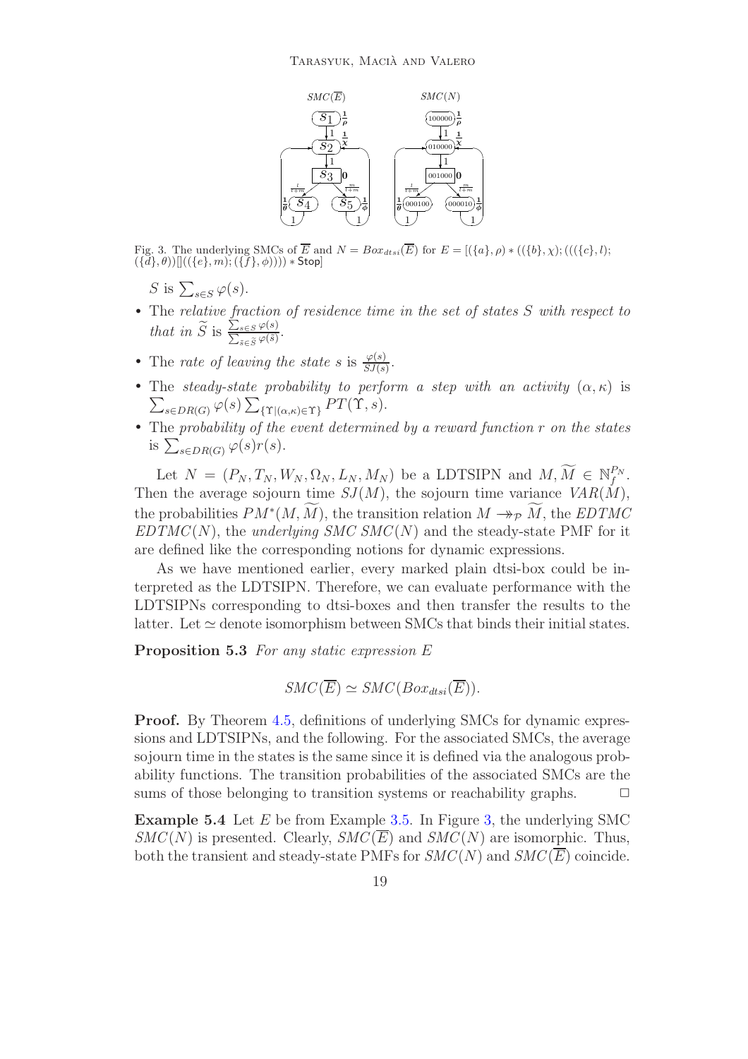SMC($\overline{E}$)

SMC(N)

$s_1$ $\frac{1}{\rho}$

1 $\frac{1}{\chi}$

$s_2$

1

$s_3$ 0

$\frac{l}{l+m}$ $\frac{m}{l+m}$

$\frac{1}{\theta}$ $s_4$ $s_5$ $\frac{1}{\phi}$

1 1

100000 $\frac{1}{\rho}$

1 $\frac{1}{\chi}$

010000

1

001000 0

$\frac{l}{l+m}$ $\frac{m}{l+m}$

$\frac{1}{\theta}$ 000100 000010 $\frac{1}{\phi}$

1 1

Fig. 3. The underlying SMCs of $\overline{E}$ and $N = Box_{dtsi}(\overline{E})$ for $E = [(\{a\}, \rho) * ((\{b\}, \chi); (((\{c\}, l); (\{d\}, \theta))[]((\{e\}, m); (\{f\}, \phi)))) * \mathsf{Stop}]$

$S$ is $\sum_{s \in S} \varphi(s)$.

- The *relative fraction of residence time in the set of states $S$ with respect to that in $\widetilde{S}$* is $\frac{\sum_{s \in S} \varphi(s)}{\sum_{\tilde{s} \in \widetilde{S}} \varphi(\tilde{s})}$.
- The *rate of leaving the state $s$* is $\frac{\varphi(s)}{SJ(s)}$.
- The *steady-state probability to perform a step with an activity $(\alpha, \kappa)$* is $\sum_{s \in DR(G)} \varphi(s) \sum_{\{\Upsilon | (\alpha,\kappa) \in \Upsilon\}} PT(\Upsilon, s)$.
- The *probability of the event determined by a reward function $r$ on the states* is $\sum_{s \in DR(G)} \varphi(s) r(s)$.

Let $N = (P_N, T_N, W_N, \Omega_N, L_N, M_N)$ be a LDTSIPN and $M, \widetilde{M} \in \mathbb{N}_f^{P_N}$. Then the average sojourn time $SJ(M)$, the sojourn time variance $VAR(M)$, the probabilities $PM^*(M, \widetilde{M})$, the transition relation $M \twoheadrightarrow_{\mathcal{P}} \widetilde{M}$, the *EDTMC* $EDTMC(N)$, the *underlying SMC* $SMC(N)$ and the steady-state PMF for it are defined like the corresponding notions for dynamic expressions.

As we have mentioned earlier, every marked plain dtsi-box could be interpreted as the LDTSIPN. Therefore, we can evaluate performance with the LDTSIPNs corresponding to dtsi-boxes and then transfer the results to the latter. Let $\simeq$ denote isomorphism between SMCs that binds their initial states.

**Proposition 5.3** *For any static expression $E$*

$$SMC(\overline{E}) \simeq SMC(Box_{dtsi}(\overline{E})).$$

**Proof.** By Theorem 4.5, definitions of underlying SMCs for dynamic expressions and LDTSIPNs, and the following. For the associated SMCs, the average sojourn time in the states is the same since it is defined via the analogous probability functions. The transition probabilities of the associated SMCs are the sums of those belonging to transition systems or reachability graphs. $\square$

**Example 5.4** Let $E$ be from Example 3.5. In Figure 3, the underlying SMC $SMC(N)$ is presented. Clearly, $SMC(\overline{E})$ and $SMC(N)$ are isomorphic. Thus, both the transient and steady-state PMFs for $SMC(N)$ and $SMC(\overline{E})$ coincide.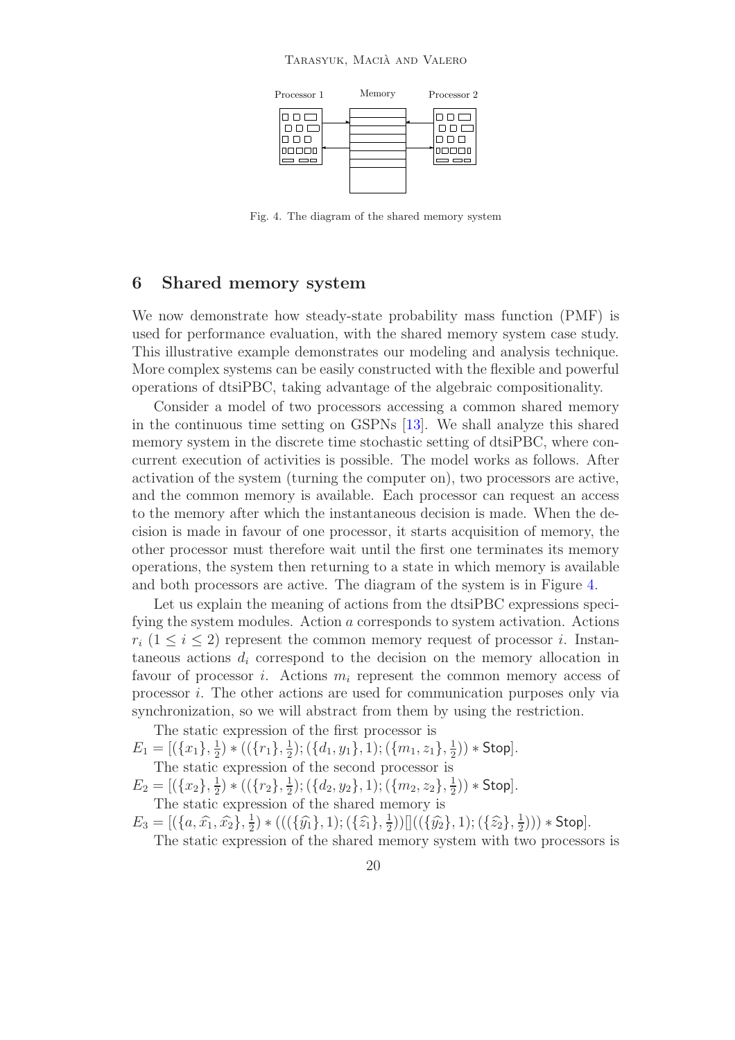Processor 1

Memory

Processor 2

Fig. 4. The diagram of the shared memory system

## 6 Shared memory system

We now demonstrate how steady-state probability mass function (PMF) is used for performance evaluation, with the shared memory system case study. This illustrative example demonstrates our modeling and analysis technique. More complex systems can be easily constructed with the flexible and powerful operations of dtsiPBC, taking advantage of the algebraic compositionality.

Consider a model of two processors accessing a common shared memory in the continuous time setting on GSPNs [13]. We shall analyze this shared memory system in the discrete time stochastic setting of dtsiPBC, where concurrent execution of activities is possible. The model works as follows. After activation of the system (turning the computer on), two processors are active, and the common memory is available. Each processor can request an access to the memory after which the instantaneous decision is made. When the decision is made in favour of one processor, it starts acquisition of memory, the other processor must therefore wait until the first one terminates its memory operations, the system then returning to a state in which memory is available and both processors are active. The diagram of the system is in Figure 4.

Let us explain the meaning of actions from the dtsiPBC expressions specifying the system modules. Action $a$ corresponds to system activation. Actions $r_i$ $(1 \leq i \leq 2)$ represent the common memory request of processor $i$. Instantaneous actions $d_i$ correspond to the decision on the memory allocation in favour of processor $i$. Actions $m_i$ represent the common memory access of processor $i$. The other actions are used for communication purposes only via synchronization, so we will abstract from them by using the restriction.

The static expression of the first processor is
$E_1 = [(\{x_1\}, \frac{1}{2}) * ((\{r_1\}, \frac{1}{2}); (\{d_1, y_1\}, 1); (\{m_1, z_1\}, \frac{1}{2})) * \mathsf{Stop}]$.

The static expression of the second processor is
$E_2 = [(\{x_2\}, \frac{1}{2}) * ((\{r_2\}, \frac{1}{2}); (\{d_2, y_2\}, 1); (\{m_2, z_2\}, \frac{1}{2})) * \mathsf{Stop}]$.

The static expression of the shared memory is
$E_3 = [(\{a, \widehat{x_1}, \widehat{x_2}\}, \frac{1}{2}) * (((\{\widehat{y_1}\}, 1); (\{\widehat{z_1}\}, \frac{1}{2}))[]((\{\widehat{y_2}\}, 1); (\{\widehat{z_2}\}, \frac{1}{2}))) * \mathsf{Stop}]$.

The static expression of the shared memory system with two processors is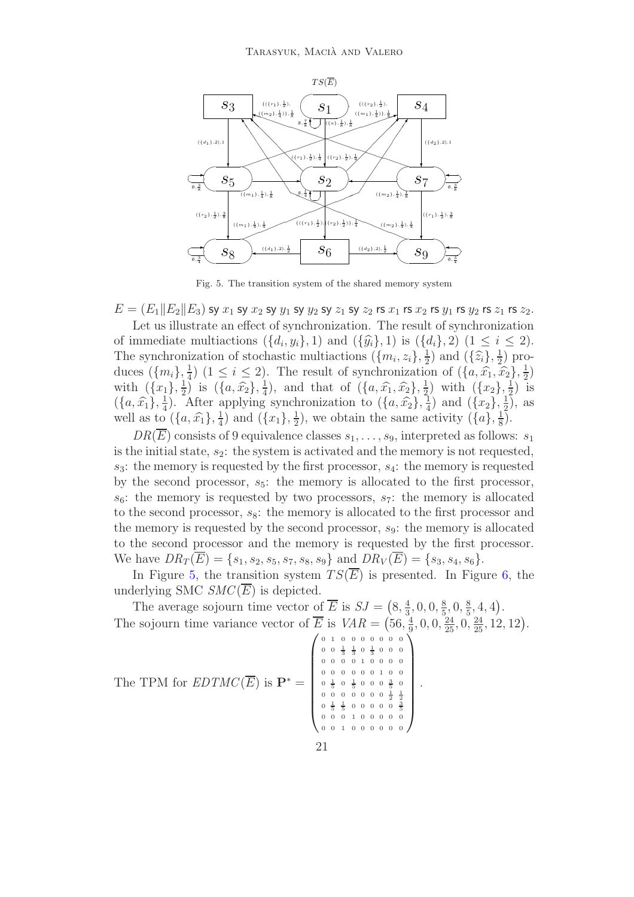$TS(\overline{E})$

$s_3$ $s_1$ $s_4$ $s_5$ $s_2$ $s_7$ $s_8$ $s_6$ $s_9$

$(\{(\{r_1\},\frac{1}{2}),(\{m_2\},\frac{1}{4})\},\frac{1}{8}$ $(\{(\{r_2\},\frac{1}{2}),(\{m_1\},\frac{1}{4})\},\frac{1}{8}$ $\emptyset,\frac{7}{8}$ $(\{a\},\frac{1}{8}),\frac{1}{8}$ $(\{d_1\},2),1$ $(\{d_2\},2),1$ $(\{r_1\},\frac{1}{2}),\frac{1}{4}$ $(\{r_2\},\frac{1}{2}),\frac{1}{4}$ $\emptyset,\frac{3}{8}$ $(\{m_1\},\frac{1}{4}),\frac{1}{8}$ $\emptyset,\frac{1}{4}$ $(\{m_2\},\frac{1}{4}),\frac{1}{8}$ $\emptyset,\frac{3}{8}$ $(\{r_2\},\frac{1}{2}),\frac{3}{8}$ $(\{m_1\},\frac{1}{4}),\frac{1}{4}$ $(\{(\{r_1\},\frac{1}{2}),(\{r_2\},\frac{1}{2})\},\frac{1}{4}$ $(\{m_2\},\frac{1}{4}),\frac{1}{4}$ $(\{r_1\},\frac{1}{2}),\frac{3}{8}$ $\emptyset,\frac{3}{4}$ $(\{d_1\},2),\frac{1}{2}$ $(\{d_2\},2),\frac{1}{2}$ $\emptyset,\frac{3}{4}$

Fig. 5. The transition system of the shared memory system

$E = (E_1\|E_2\|E_3)$ sy $x_1$ sy $x_2$ sy $y_1$ sy $y_2$ sy $z_1$ sy $z_2$ rs $x_1$ rs $x_2$ rs $y_1$ rs $y_2$ rs $z_1$ rs $z_2$.

Let us illustrate an effect of synchronization. The result of synchronization of immediate multiactions $(\{d_i, y_i\}, 1)$ and $(\{\widehat{y_i}\}, 1)$ is $(\{d_i\}, 2)$ $(1 \le i \le 2)$. The synchronization of stochastic multiactions $(\{m_i, z_i\}, \frac{1}{2})$ and $(\{\widehat{z_i}\}, \frac{1}{2})$ produces $(\{m_i\}, \frac{1}{4})$ $(1 \le i \le 2)$. The result of synchronization of $(\{a, \widehat{x_1}, \widehat{x_2}\}, \frac{1}{2})$ with $(\{x_1\}, \frac{1}{2})$ is $(\{a, \widehat{x_2}\}, \frac{1}{4})$, and that of $(\{a, \widehat{x_1}, \widehat{x_2}\}, \frac{1}{2})$ with $(\{x_2\}, \frac{1}{2})$ is $(\{a, \widehat{x_1}\}, \frac{1}{4})$. After applying synchronization to $(\{a, \widehat{x_2}\}, \frac{1}{4})$ and $(\{x_2\}, \frac{1}{2})$, as well as to $(\{a, \widehat{x_1}\}, \frac{1}{4})$ and $(\{x_1\}, \frac{1}{2})$, we obtain the same activity $(\{a\}, \frac{1}{8})$.

$DR(\overline{E})$ consists of 9 equivalence classes $s_1, \ldots, s_9$, interpreted as follows: $s_1$ is the initial state, $s_2$: the system is activated and the memory is not requested, $s_3$: the memory is requested by the first processor, $s_4$: the memory is requested by the second processor, $s_5$: the memory is allocated to the first processor, $s_6$: the memory is requested by two processors, $s_7$: the memory is allocated to the second processor, $s_8$: the memory is allocated to the first processor and the memory is requested by the second processor, $s_9$: the memory is allocated to the second processor and the memory is requested by the first processor. We have $DR_T(\overline{E}) = \{s_1, s_2, s_5, s_7, s_8, s_9\}$ and $DR_V(\overline{E}) = \{s_3, s_4, s_6\}$.

In Figure 5, the transition system $TS(\overline{E})$ is presented. In Figure 6, the underlying SMC $SMC(\overline{E})$ is depicted.

The average sojourn time vector of $\overline{E}$ is $SJ = \left(8, \frac{4}{3}, 0, 0, \frac{8}{5}, 0, \frac{8}{5}, 4, 4\right)$. The sojourn time variance vector of $\overline{E}$ is $VAR = \left(56, \frac{4}{9}, 0, 0, \frac{24}{25}, 0, \frac{24}{25}, 12, 12\right)$.

The TPM for $EDTMC(\overline{E})$ is
$$\mathbf{P}^* = \begin{pmatrix} 0 & 1 & 0 & 0 & 0 & 0 & 0 & 0 & 0 \\ 0 & 0 & \frac{1}{3} & \frac{1}{3} & 0 & \frac{1}{3} & 0 & 0 & 0 \\ 0 & 0 & 0 & 0 & 1 & 0 & 0 & 0 & 0 \\ 0 & 0 & 0 & 0 & 0 & 0 & 1 & 0 & 0 \\ 0 & \frac{1}{5} & 0 & \frac{1}{5} & 0 & 0 & 0 & \frac{3}{5} & 0 \\ 0 & 0 & 0 & 0 & 0 & 0 & 0 & \frac{1}{2} & \frac{1}{2} \\ 0 & \frac{1}{5} & \frac{1}{5} & 0 & 0 & 0 & 0 & 0 & \frac{3}{5} \\ 0 & 0 & 0 & 1 & 0 & 0 & 0 & 0 & 0 \\ 0 & 0 & 1 & 0 & 0 & 0 & 0 & 0 & 0 \end{pmatrix}.$$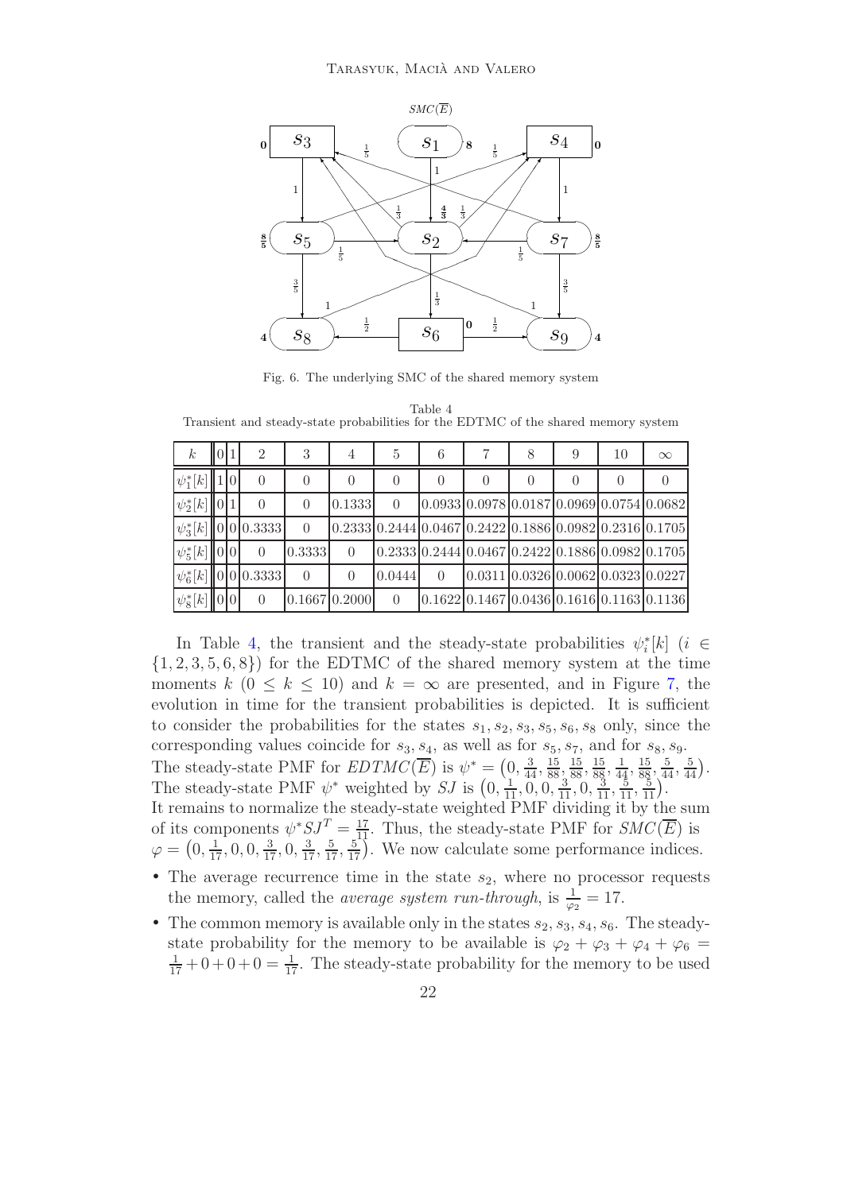$SMC(\overline{E})$

$s_3$ $s_1$ $s_4$ $s_5$ $s_2$ $s_7$ $s_8$ $s_6$ $s_9$

$\mathbf{0}$ $\frac{1}{5}$ $\mathbf{8}$ $\frac{1}{5}$ $\mathbf{0}$

1 1 1

$\frac{1}{3}$ $\frac{4}{3}$ $\frac{1}{3}$

$\frac{8}{5}$ $\frac{1}{5}$ $\frac{1}{5}$ $\frac{8}{5}$

$\frac{3}{5}$ $\frac{1}{3}$ $\frac{3}{5}$

1 1

$\mathbf{4}$ $\frac{1}{2}$ $\mathbf{0}$ $\frac{1}{2}$ $\mathbf{4}$

Fig. 6. The underlying SMC of the shared memory system

Table 4
Transient and steady-state probabilities for the EDTMC of the shared memory system

| $k$ | 0 | 1 | 2 | 3 | 4 | 5 | 6 | 7 | 8 | 9 | 10 | $\infty$ |
|---|---|---|---|---|---|---|---|---|---|---|---|---|
| $\psi_1^*[k]$ | 1 | 0 | 0 | 0 | 0 | 0 | 0 | 0 | 0 | 0 | 0 | 0 |
| $\psi_2^*[k]$ | 0 | 1 | 0 | 0 | 0.1333 | 0 | 0.0933 | 0.0978 | 0.0187 | 0.0969 | 0.0754 | 0.0682 |
| $\psi_3^*[k]$ | 0 | 0 | 0.3333 | 0 | 0.2333 | 0.2444 | 0.0467 | 0.2422 | 0.1886 | 0.0982 | 0.2316 | 0.1705 |
| $\psi_5^*[k]$ | 0 | 0 | 0 | 0.3333 | 0 | 0.2333 | 0.2444 | 0.0467 | 0.2422 | 0.1886 | 0.0982 | 0.1705 |
| $\psi_6^*[k]$ | 0 | 0 | 0.3333 | 0 | 0 | 0.0444 | 0 | 0.0311 | 0.0326 | 0.0062 | 0.0323 | 0.0227 |
| $\psi_8^*[k]$ | 0 | 0 | 0 | 0.1667 | 0.2000 | 0 | 0.1622 | 0.1467 | 0.0436 | 0.1616 | 0.1163 | 0.1136 |

In Table 4, the transient and the steady-state probabilities $\psi_i^*[k]$ ($i \in \{1, 2, 3, 5, 6, 8\}$) for the EDTMC of the shared memory system at the time moments $k$ ($0 \le k \le 10$) and $k = \infty$ are presented, and in Figure 7, the evolution in time for the transient probabilities is depicted. It is sufficient to consider the probabilities for the states $s_1, s_2, s_3, s_5, s_6, s_8$ only, since the corresponding values coincide for $s_3, s_4$, as well as for $s_5, s_7$, and for $s_8, s_9$. The steady-state PMF for $EDTMC(\overline{E})$ is $\psi^* = \left(0, \frac{3}{44}, \frac{15}{88}, \frac{15}{88}, \frac{15}{88}, \frac{1}{44}, \frac{15}{88}, \frac{5}{44}, \frac{5}{44}\right)$. The steady-state PMF $\psi^*$ weighted by $SJ$ is $\left(0, \frac{1}{11}, 0, 0, \frac{3}{11}, 0, \frac{3}{11}, \frac{5}{11}, \frac{5}{11}\right)$. It remains to normalize the steady-state weighted PMF dividing it by the sum of its components $\psi^* SJ^T = \frac{17}{11}$. Thus, the steady-state PMF for $SMC(\overline{E})$ is $\varphi = \left(0, \frac{1}{17}, 0, 0, \frac{3}{17}, 0, \frac{3}{17}, \frac{5}{17}, \frac{5}{17}\right)$. We now calculate some performance indices.

- The average recurrence time in the state $s_2$, where no processor requests the memory, called the *average system run-through*, is $\frac{1}{\varphi_2} = 17$.
- The common memory is available only in the states $s_2, s_3, s_4, s_6$. The steady-state probability for the memory to be available is $\varphi_2 + \varphi_3 + \varphi_4 + \varphi_6 = \frac{1}{17} + 0 + 0 + 0 = \frac{1}{17}$. The steady-state probability for the memory to be used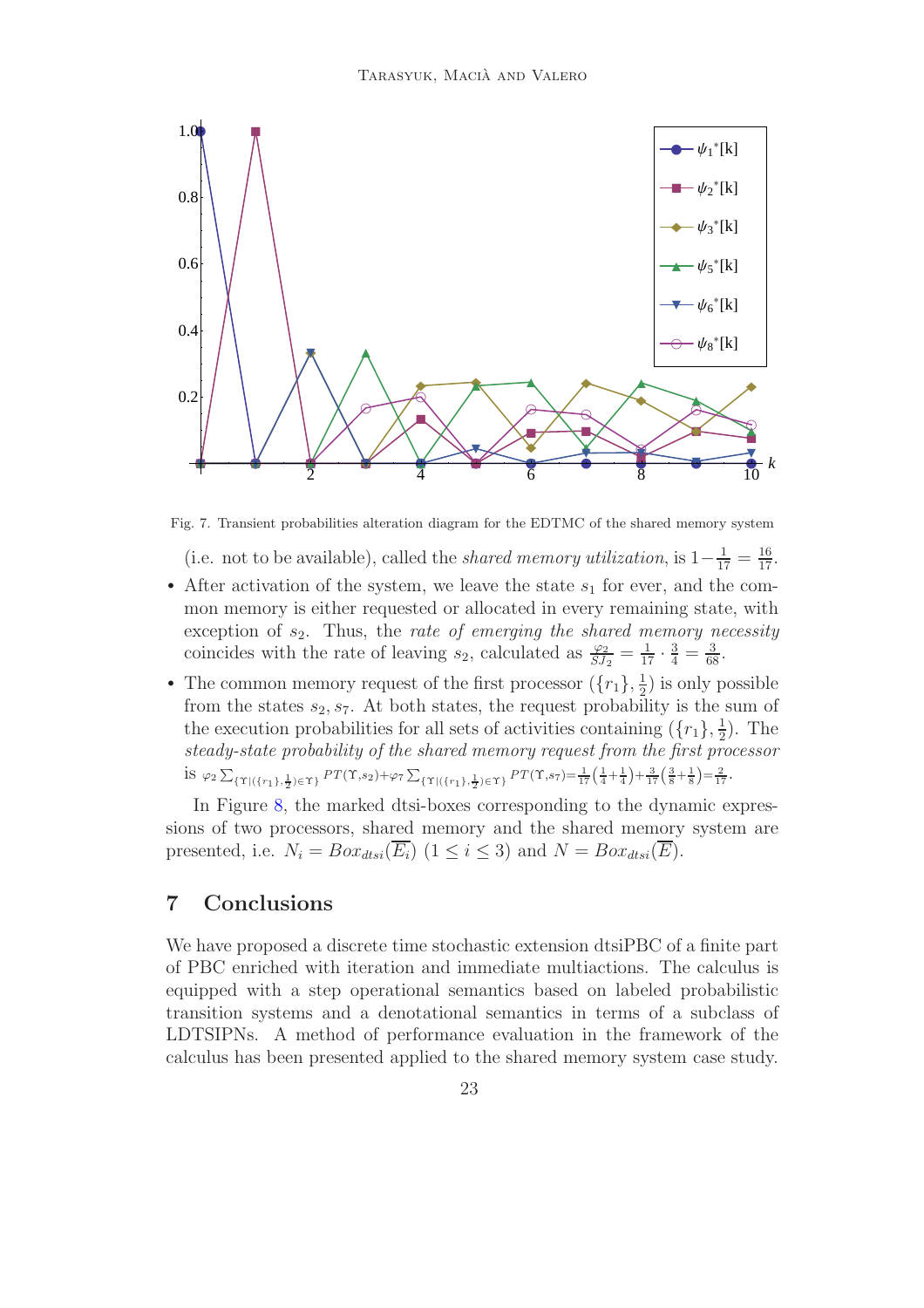1.0
0.8
0.6
0.4
0.2
2
4
6
8
10
$k$

$\psi_1{}^*[k]$
$\psi_2{}^*[k]$
$\psi_3{}^*[k]$
$\psi_5{}^*[k]$
$\psi_6{}^*[k]$
$\psi_8{}^*[k]$

Fig. 7. Transient probabilities alteration diagram for the EDTMC of the shared memory system

(i.e. not to be available), called the *shared memory utilization*, is $1-\frac{1}{17}=\frac{16}{17}$.

- After activation of the system, we leave the state $s_1$ for ever, and the common memory is either requested or allocated in every remaining state, with exception of $s_2$. Thus, the *rate of emerging the shared memory necessity* coincides with the rate of leaving $s_2$, calculated as $\frac{\varphi_2}{SJ_2}=\frac{1}{17}\cdot\frac{3}{4}=\frac{3}{68}$.
- The common memory request of the first processor $(\{r_1\},\frac{1}{2})$ is only possible from the states $s_2, s_7$. At both states, the request probability is the sum of the execution probabilities for all sets of activities containing $(\{r_1\},\frac{1}{2})$. The *steady-state probability of the shared memory request from the first processor* is $\varphi_2\sum_{\{\Upsilon|(\{r_1\},\frac{1}{2})\in\Upsilon\}}PT(\Upsilon,s_2)+\varphi_7\sum_{\{\Upsilon|(\{r_1\},\frac{1}{2})\in\Upsilon\}}PT(\Upsilon,s_7)=\frac{1}{17}\left(\frac{1}{4}+\frac{1}{4}\right)+\frac{3}{17}\left(\frac{3}{8}+\frac{1}{8}\right)=\frac{2}{17}$.

In Figure 8, the marked dtsi-boxes corresponding to the dynamic expressions of two processors, shared memory and the shared memory system are presented, i.e. $N_i=Box_{dtsi}(\overline{E_i})$ $(1\leq i\leq 3)$ and $N=Box_{dtsi}(\overline{E})$.

## 7 Conclusions

We have proposed a discrete time stochastic extension dtsiPBC of a finite part of PBC enriched with iteration and immediate multiactions. The calculus is equipped with a step operational semantics based on labeled probabilistic transition systems and a denotational semantics in terms of a subclass of LDTSIPNs. A method of performance evaluation in the framework of the calculus has been presented applied to the shared memory system case study.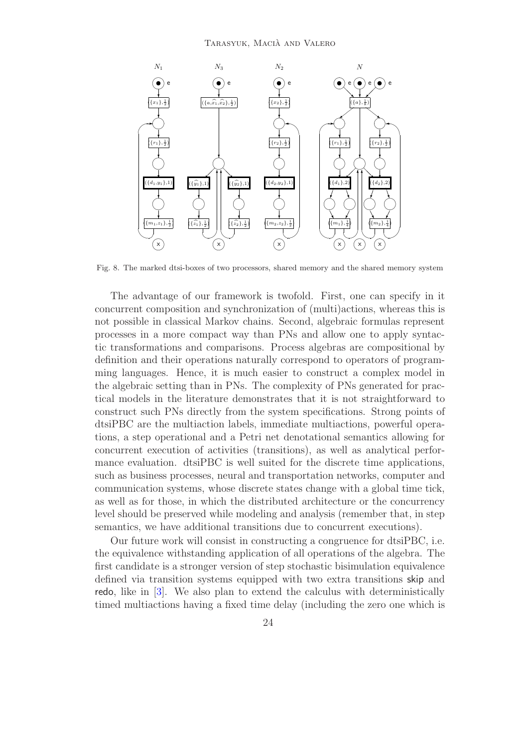Fig. 8. The marked dtsi-boxes of two processors, shared memory and the shared memory system

The advantage of our framework is twofold. First, one can specify in it concurrent composition and synchronization of (multi)actions, whereas this is not possible in classical Markov chains. Second, algebraic formulas represent processes in a more compact way than PNs and allow one to apply syntactic transformations and comparisons. Process algebras are compositional by definition and their operations naturally correspond to operators of programming languages. Hence, it is much easier to construct a complex model in the algebraic setting than in PNs. The complexity of PNs generated for practical models in the literature demonstrates that it is not straightforward to construct such PNs directly from the system specifications. Strong points of dtsiPBC are the multiaction labels, immediate multiactions, powerful operations, a step operational and a Petri net denotational semantics allowing for concurrent execution of activities (transitions), as well as analytical performance evaluation. dtsiPBC is well suited for the discrete time applications, such as business processes, neural and transportation networks, computer and communication systems, whose discrete states change with a global time tick, as well as for those, in which the distributed architecture or the concurrency level should be preserved while modeling and analysis (remember that, in step semantics, we have additional transitions due to concurrent executions).

Our future work will consist in constructing a congruence for dtsiPBC, i.e. the equivalence withstanding application of all operations of the algebra. The first candidate is a stronger version of step stochastic bisimulation equivalence defined via transition systems equipped with two extra transitions skip and redo, like in [3]. We also plan to extend the calculus with deterministically timed multiactions having a fixed time delay (including the zero one which is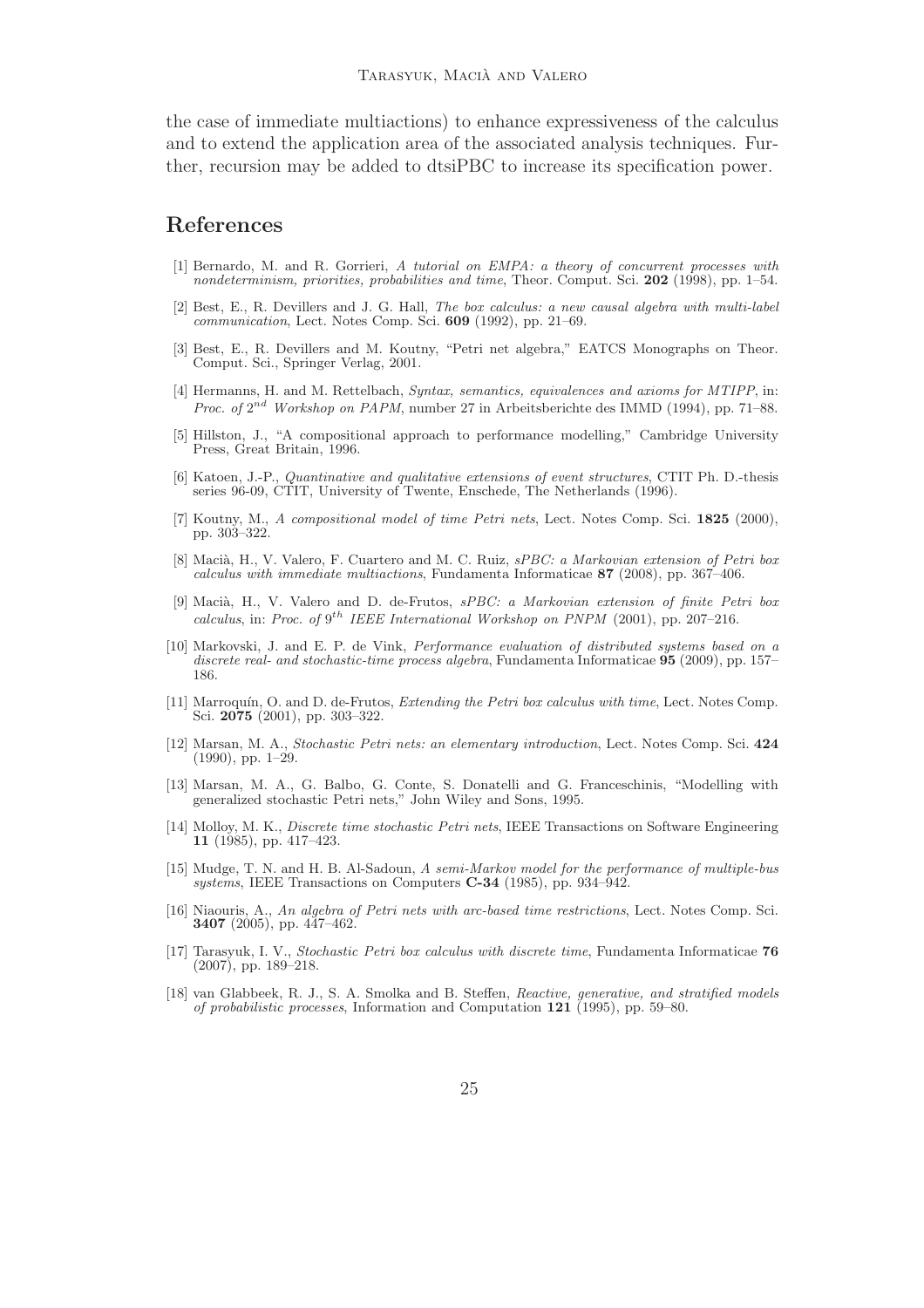the case of immediate multiactions) to enhance expressiveness of the calculus and to extend the application area of the associated analysis techniques. Further, recursion may be added to dtsiPBC to increase its specification power.

# References

[1] Bernardo, M. and R. Gorrieri, *A tutorial on EMPA: a theory of concurrent processes with nondeterminism, priorities, probabilities and time*, Theor. Comput. Sci. **202** (1998), pp. 1–54.

[2] Best, E., R. Devillers and J. G. Hall, *The box calculus: a new causal algebra with multi-label communication*, Lect. Notes Comp. Sci. **609** (1992), pp. 21–69.

[3] Best, E., R. Devillers and M. Koutny, "Petri net algebra," EATCS Monographs on Theor. Comput. Sci., Springer Verlag, 2001.

[4] Hermanns, H. and M. Rettelbach, *Syntax, semantics, equivalences and axioms for MTIPP*, in: *Proc. of $2^{nd}$ Workshop on PAPM*, number 27 in Arbeitsberichte des IMMD (1994), pp. 71–88.

[5] Hillston, J., "A compositional approach to performance modelling," Cambridge University Press, Great Britain, 1996.

[6] Katoen, J.-P., *Quantinative and qualitative extensions of event structures*, CTIT Ph. D.-thesis series 96-09, CTIT, University of Twente, Enschede, The Netherlands (1996).

[7] Koutny, M., *A compositional model of time Petri nets*, Lect. Notes Comp. Sci. **1825** (2000), pp. 303–322.

[8] Macià, H., V. Valero, F. Cuartero and M. C. Ruiz, *sPBC: a Markovian extension of Petri box calculus with immediate multiactions*, Fundamenta Informaticae **87** (2008), pp. 367–406.

[9] Macià, H., V. Valero and D. de-Frutos, *sPBC: a Markovian extension of finite Petri box calculus*, in: *Proc. of $9^{th}$ IEEE International Workshop on PNPM* (2001), pp. 207–216.

[10] Markovski, J. and E. P. de Vink, *Performance evaluation of distributed systems based on a discrete real- and stochastic-time process algebra*, Fundamenta Informaticae **95** (2009), pp. 157–186.

[11] Marroquín, O. and D. de-Frutos, *Extending the Petri box calculus with time*, Lect. Notes Comp. Sci. **2075** (2001), pp. 303–322.

[12] Marsan, M. A., *Stochastic Petri nets: an elementary introduction*, Lect. Notes Comp. Sci. **424** (1990), pp. 1–29.

[13] Marsan, M. A., G. Balbo, G. Conte, S. Donatelli and G. Franceschinis, "Modelling with generalized stochastic Petri nets," John Wiley and Sons, 1995.

[14] Molloy, M. K., *Discrete time stochastic Petri nets*, IEEE Transactions on Software Engineering **11** (1985), pp. 417–423.

[15] Mudge, T. N. and H. B. Al-Sadoun, *A semi-Markov model for the performance of multiple-bus systems*, IEEE Transactions on Computers **C-34** (1985), pp. 934–942.

[16] Niaouris, A., *An algebra of Petri nets with arc-based time restrictions*, Lect. Notes Comp. Sci. **3407** (2005), pp. 447–462.

[17] Tarasyuk, I. V., *Stochastic Petri box calculus with discrete time*, Fundamenta Informaticae **76** (2007), pp. 189–218.

[18] van Glabbeek, R. J., S. A. Smolka and B. Steffen, *Reactive, generative, and stratified models of probabilistic processes*, Information and Computation **121** (1995), pp. 59–80.